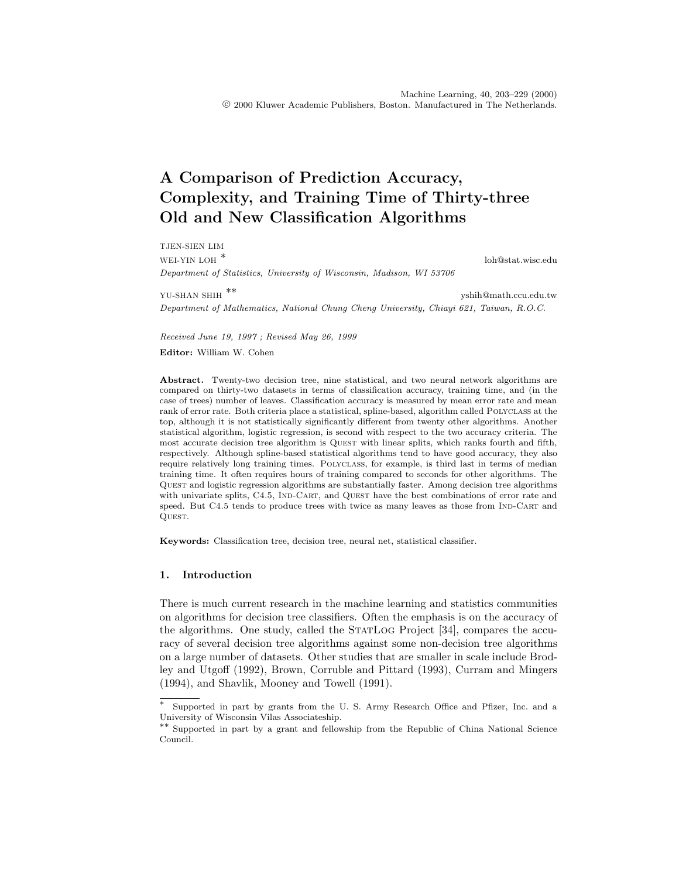# A Comparison of Prediction Accuracy, Complexity, and Training Time of Thirty-three Old and New Classification Algorithms

TJEN-SIEN LIM

WEI-YIN LOH [*] loh@stat.wisc.edu

*Department of Statistics, University of Wisconsin, Madison, WI 53706*

YU-SHAN SHIH [**] yshih@math.ccu.edu.tw

*Department of Mathematics, National Chung Cheng University, Chiayi 621, Taiwan, R.O.C.*

*Received June 19, 1997 ; Revised May 26, 1999*

**Editor:** William W. Cohen

**Abstract.** Twenty-two decision tree, nine statistical, and two neural network algorithms are compared on thirty-two datasets in terms of classification accuracy, training time, and (in the case of trees) number of leaves. Classification accuracy is measured by mean error rate and mean rank of error rate. Both criteria place a statistical, spline-based, algorithm called POLYCLASS at the top, although it is not statistically significantly different from twenty other algorithms. Another statistical algorithm, logistic regression, is second with respect to the two accuracy criteria. The most accurate decision tree algorithm is QUEST with linear splits, which ranks fourth and fifth, respectively. Although spline-based statistical algorithms tend to have good accuracy, they also require relatively long training times. POLYCLASS, for example, is third last in terms of median training time. It often requires hours of training compared to seconds for other algorithms. The QUEST and logistic regression algorithms are substantially faster. Among decision tree algorithms with univariate splits, C4.5, IND-CART, and QUEST have the best combinations of error rate and speed. But C4.5 tends to produce trees with twice as many leaves as those from IND-CART and QUEST.

**Keywords:** Classification tree, decision tree, neural net, statistical classifier.

## 1. Introduction

There is much current research in the machine learning and statistics communities on algorithms for decision tree classifiers. Often the emphasis is on the accuracy of the algorithms. One study, called the STATLOG Project [34], compares the accuracy of several decision tree algorithms against some non-decision tree algorithms on a large number of datasets. Other studies that are smaller in scale include Brodley and Utgoff (1992), Brown, Corruble and Pittard (1993), Curram and Mingers (1994), and Shavlik, Mooney and Towell (1991).

[*] Supported in part by grants from the U. S. Army Research Office and Pfizer, Inc. and a University of Wisconsin Vilas Associateship.

[**] Supported in part by a grant and fellowship from the Republic of China National Science Council.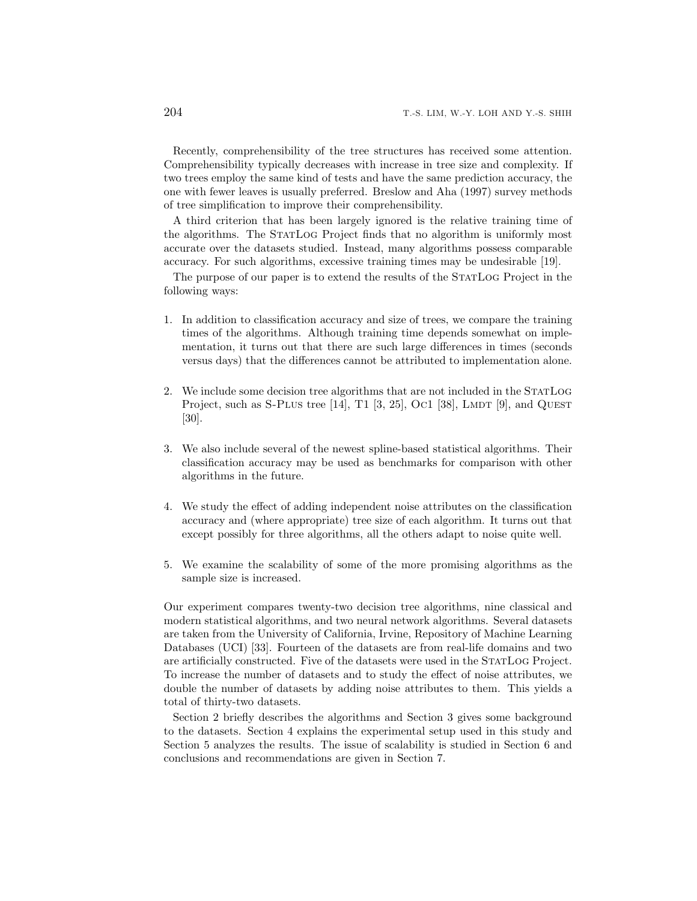Recently, comprehensibility of the tree structures has received some attention. Comprehensibility typically decreases with increase in tree size and complexity. If two trees employ the same kind of tests and have the same prediction accuracy, the one with fewer leaves is usually preferred. Breslow and Aha (1997) survey methods of tree simplification to improve their comprehensibility.

A third criterion that has been largely ignored is the relative training time of the algorithms. The StatLog Project finds that no algorithm is uniformly most accurate over the datasets studied. Instead, many algorithms possess comparable accuracy. For such algorithms, excessive training times may be undesirable [19].

The purpose of our paper is to extend the results of the StatLog Project in the following ways:

1. In addition to classification accuracy and size of trees, we compare the training times of the algorithms. Although training time depends somewhat on implementation, it turns out that there are such large differences in times (seconds versus days) that the differences cannot be attributed to implementation alone.

2. We include some decision tree algorithms that are not included in the StatLog Project, such as S-Plus tree [14], T1 [3, 25], Oc1 [38], Lmdt [9], and Quest [30].

3. We also include several of the newest spline-based statistical algorithms. Their classification accuracy may be used as benchmarks for comparison with other algorithms in the future.

4. We study the effect of adding independent noise attributes on the classification accuracy and (where appropriate) tree size of each algorithm. It turns out that except possibly for three algorithms, all the others adapt to noise quite well.

5. We examine the scalability of some of the more promising algorithms as the sample size is increased.

Our experiment compares twenty-two decision tree algorithms, nine classical and modern statistical algorithms, and two neural network algorithms. Several datasets are taken from the University of California, Irvine, Repository of Machine Learning Databases (UCI) [33]. Fourteen of the datasets are from real-life domains and two are artificially constructed. Five of the datasets were used in the StatLog Project. To increase the number of datasets and to study the effect of noise attributes, we double the number of datasets by adding noise attributes to them. This yields a total of thirty-two datasets.

Section 2 briefly describes the algorithms and Section 3 gives some background to the datasets. Section 4 explains the experimental setup used in this study and Section 5 analyzes the results. The issue of scalability is studied in Section 6 and conclusions and recommendations are given in Section 7.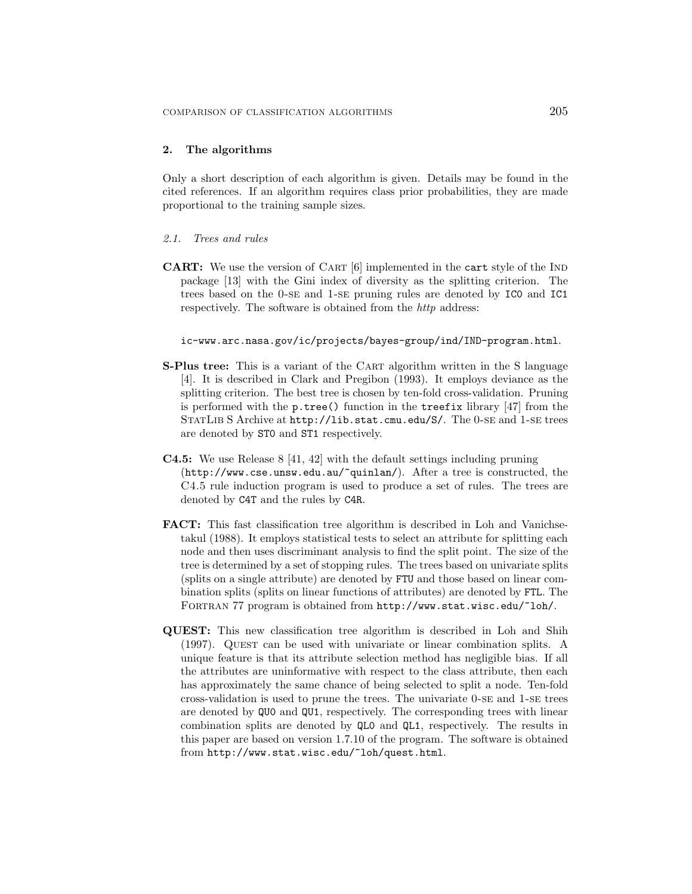## 2. The algorithms

Only a short description of each algorithm is given. Details may be found in the cited references. If an algorithm requires class prior probabilities, they are made proportional to the training sample sizes.

### 2.1. Trees and rules

**CART:** We use the version of CART [6] implemented in the `cart` style of the IND package [13] with the Gini index of diversity as the splitting criterion. The trees based on the 0-SE and 1-SE pruning rules are denoted by `IC0` and `IC1` respectively. The software is obtained from the *http* address:

`ic-www.arc.nasa.gov/ic/projects/bayes-group/ind/IND-program.html`.

**S-Plus tree:** This is a variant of the CART algorithm written in the S language [4]. It is described in Clark and Pregibon (1993). It employs deviance as the splitting criterion. The best tree is chosen by ten-fold cross-validation. Pruning is performed with the `p.tree()` function in the `treefix` library [47] from the STATLIB S Archive at `http://lib.stat.cmu.edu/S/`. The 0-SE and 1-SE trees are denoted by `ST0` and `ST1` respectively.

**C4.5:** We use Release 8 [41, 42] with the default settings including pruning (`http://www.cse.unsw.edu.au/~quinlan/`). After a tree is constructed, the C4.5 rule induction program is used to produce a set of rules. The trees are denoted by `C4T` and the rules by `C4R`.

**FACT:** This fast classification tree algorithm is described in Loh and Vanichsetakul (1988). It employs statistical tests to select an attribute for splitting each node and then uses discriminant analysis to find the split point. The size of the tree is determined by a set of stopping rules. The trees based on univariate splits (splits on a single attribute) are denoted by `FTU` and those based on linear combination splits (splits on linear functions of attributes) are denoted by `FTL`. The FORTRAN 77 program is obtained from `http://www.stat.wisc.edu/~loh/`.

**QUEST:** This new classification tree algorithm is described in Loh and Shih (1997). QUEST can be used with univariate or linear combination splits. A unique feature is that its attribute selection method has negligible bias. If all the attributes are uninformative with respect to the class attribute, then each has approximately the same chance of being selected to split a node. Ten-fold cross-validation is used to prune the trees. The univariate 0-SE and 1-SE trees are denoted by `QU0` and `QU1`, respectively. The corresponding trees with linear combination splits are denoted by `QL0` and `QL1`, respectively. The results in this paper are based on version 1.7.10 of the program. The software is obtained from `http://www.stat.wisc.edu/~loh/quest.html`.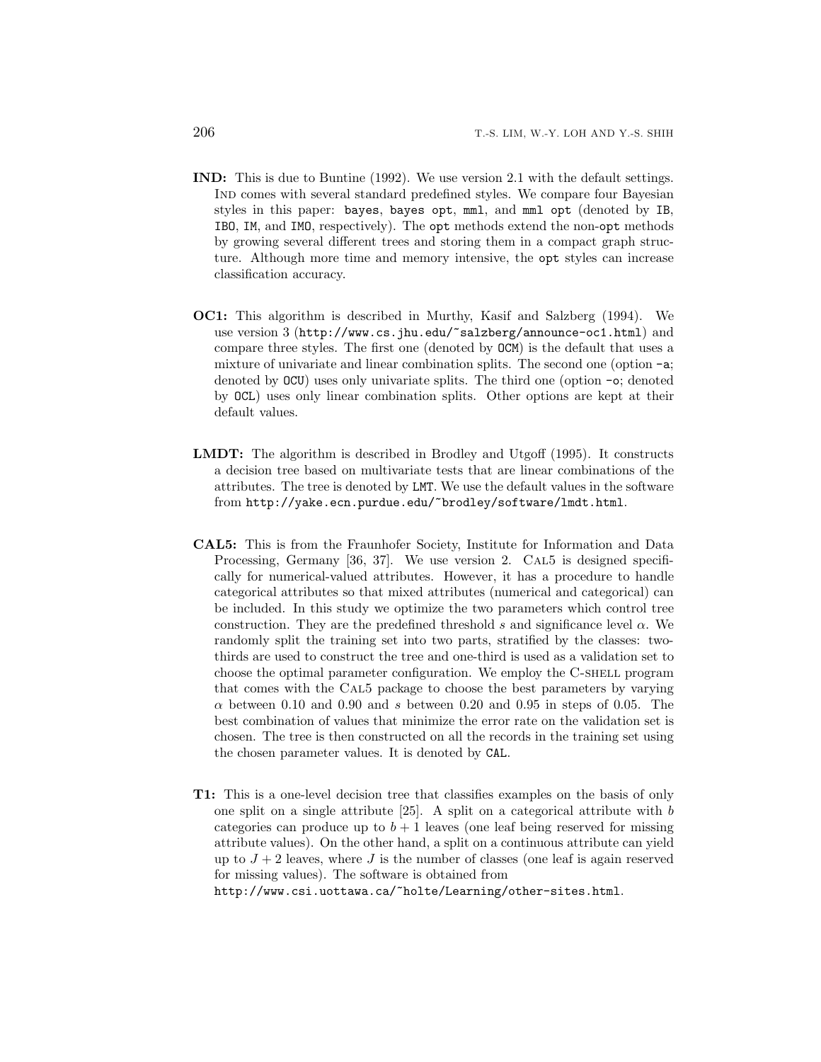**IND:** This is due to Buntine (1992). We use version 2.1 with the default settings. IND comes with several standard predefined styles. We compare four Bayesian styles in this paper: `bayes`, `bayes opt`, `mml`, and `mml opt` (denoted by `IB`, `IBO`, `IM`, and `IMO`, respectively). The `opt` methods extend the non-`opt` methods by growing several different trees and storing them in a compact graph structure. Although more time and memory intensive, the `opt` styles can increase classification accuracy.

**OC1:** This algorithm is described in Murthy, Kasif and Salzberg (1994). We use version 3 (`http://www.cs.jhu.edu/~salzberg/announce-oc1.html`) and compare three styles. The first one (denoted by `OCM`) is the default that uses a mixture of univariate and linear combination splits. The second one (option `-a`; denoted by `OCU`) uses only univariate splits. The third one (option `-o`; denoted by `OCL`) uses only linear combination splits. Other options are kept at their default values.

**LMDT:** The algorithm is described in Brodley and Utgoff (1995). It constructs a decision tree based on multivariate tests that are linear combinations of the attributes. The tree is denoted by `LMT`. We use the default values in the software from `http://yake.ecn.purdue.edu/~brodley/software/lmdt.html`.

**CAL5:** This is from the Fraunhofer Society, Institute for Information and Data Processing, Germany [36, 37]. We use version 2. CAL5 is designed specifically for numerical-valued attributes. However, it has a procedure to handle categorical attributes so that mixed attributes (numerical and categorical) can be included. In this study we optimize the two parameters which control tree construction. They are the predefined threshold $s$ and significance level $\alpha$. We randomly split the training set into two parts, stratified by the classes: two-thirds are used to construct the tree and one-third is used as a validation set to choose the optimal parameter configuration. We employ the C-SHELL program that comes with the CAL5 package to choose the best parameters by varying $\alpha$ between 0.10 and 0.90 and $s$ between 0.20 and 0.95 in steps of 0.05. The best combination of values that minimize the error rate on the validation set is chosen. The tree is then constructed on all the records in the training set using the chosen parameter values. It is denoted by `CAL`.

**T1:** This is a one-level decision tree that classifies examples on the basis of only one split on a single attribute [25]. A split on a categorical attribute with $b$ categories can produce up to $b + 1$ leaves (one leaf being reserved for missing attribute values). On the other hand, a split on a continuous attribute can yield up to $J + 2$ leaves, where $J$ is the number of classes (one leaf is again reserved for missing values). The software is obtained from `http://www.csi.uottawa.ca/~holte/Learning/other-sites.html`.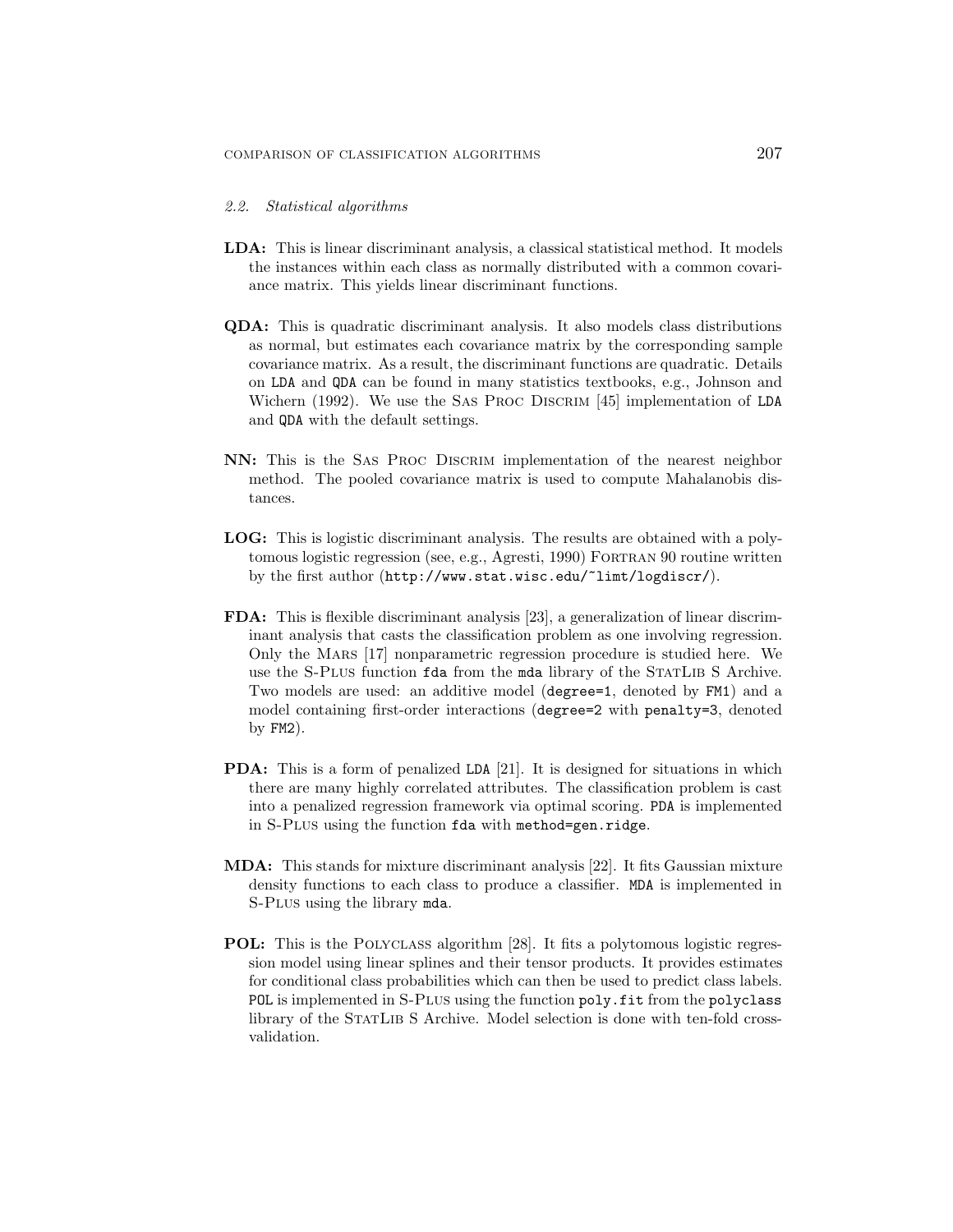### *2.2. Statistical algorithms*

**LDA:** This is linear discriminant analysis, a classical statistical method. It models the instances within each class as normally distributed with a common covariance matrix. This yields linear discriminant functions.

**QDA:** This is quadratic discriminant analysis. It also models class distributions as normal, but estimates each covariance matrix by the corresponding sample covariance matrix. As a result, the discriminant functions are quadratic. Details on `LDA` and `QDA` can be found in many statistics textbooks, e.g., Johnson and Wichern (1992). We use the SAS PROC DISCRIM [45] implementation of `LDA` and `QDA` with the default settings.

**NN:** This is the SAS PROC DISCRIM implementation of the nearest neighbor method. The pooled covariance matrix is used to compute Mahalanobis distances.

**LOG:** This is logistic discriminant analysis. The results are obtained with a polytomous logistic regression (see, e.g., Agresti, 1990) FORTRAN 90 routine written by the first author (`http://www.stat.wisc.edu/~limt/logdiscr/`).

**FDA:** This is flexible discriminant analysis [23], a generalization of linear discriminant analysis that casts the classification problem as one involving regression. Only the MARS [17] nonparametric regression procedure is studied here. We use the S-PLUS function `fda` from the `mda` library of the STATLIB S Archive. Two models are used: an additive model (`degree=1`, denoted by `FM1`) and a model containing first-order interactions (`degree=2` with `penalty=3`, denoted by `FM2`).

**PDA:** This is a form of penalized `LDA` [21]. It is designed for situations in which there are many highly correlated attributes. The classification problem is cast into a penalized regression framework via optimal scoring. `PDA` is implemented in S-PLUS using the function `fda` with `method=gen.ridge`.

**MDA:** This stands for mixture discriminant analysis [22]. It fits Gaussian mixture density functions to each class to produce a classifier. `MDA` is implemented in S-PLUS using the library `mda`.

**POL:** This is the POLYCLASS algorithm [28]. It fits a polytomous logistic regression model using linear splines and their tensor products. It provides estimates for conditional class probabilities which can then be used to predict class labels. `POL` is implemented in S-PLUS using the function `poly.fit` from the `polyclass` library of the STATLIB S Archive. Model selection is done with ten-fold cross-validation.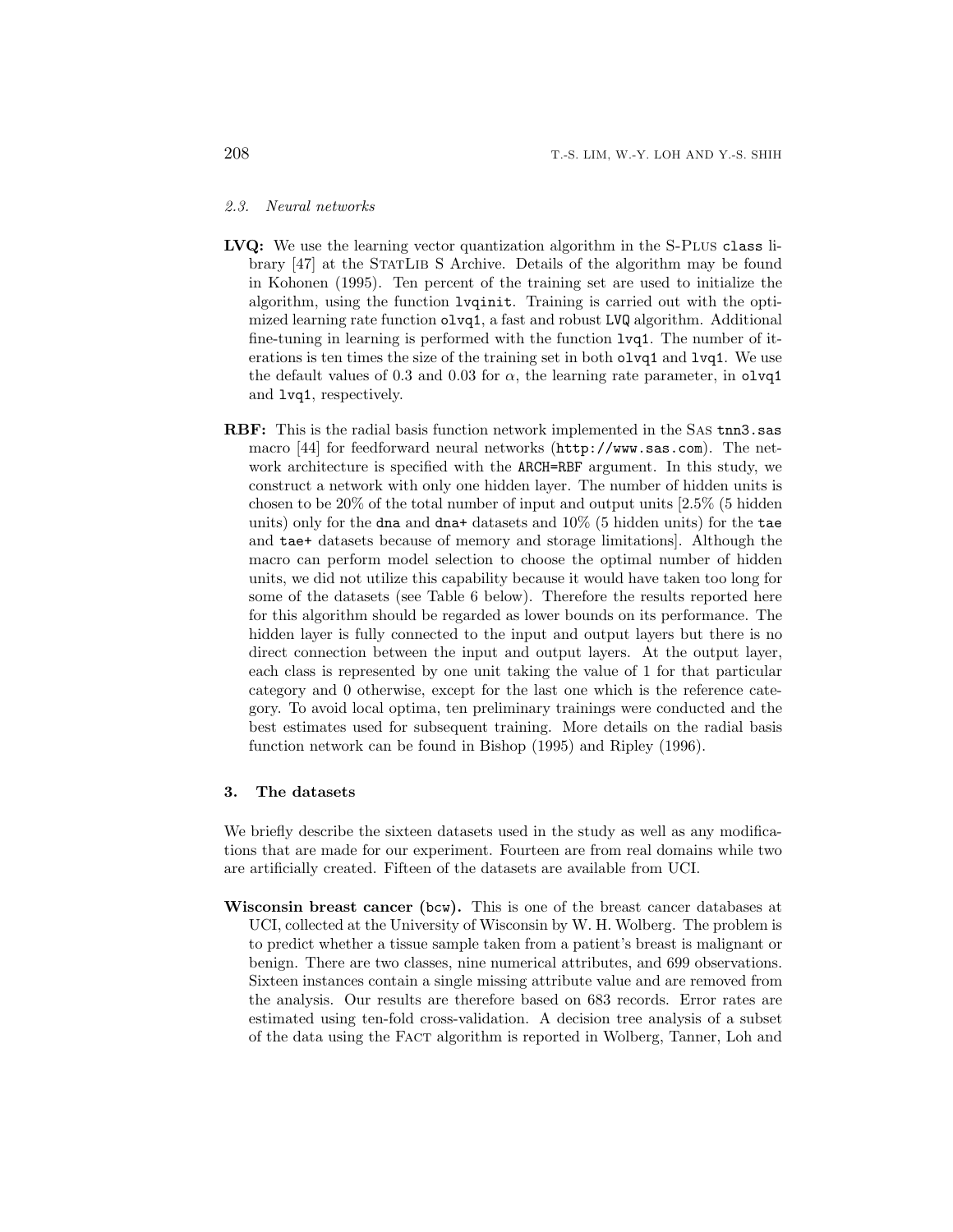### 2.3. *Neural networks*

**LVQ:** We use the learning vector quantization algorithm in the S-Plus `class` library [47] at the StatLib S Archive. Details of the algorithm may be found in Kohonen (1995). Ten percent of the training set are used to initialize the algorithm, using the function `lvqinit`. Training is carried out with the optimized learning rate function `olvq1`, a fast and robust `LVQ` algorithm. Additional fine-tuning in learning is performed with the function `lvq1`. The number of iterations is ten times the size of the training set in both `olvq1` and `lvq1`. We use the default values of 0.3 and 0.03 for $\alpha$, the learning rate parameter, in `olvq1` and `lvq1`, respectively.

**RBF:** This is the radial basis function network implemented in the Sas `tnn3.sas` macro [44] for feedforward neural networks (`http://www.sas.com`). The network architecture is specified with the `ARCH=RBF` argument. In this study, we construct a network with only one hidden layer. The number of hidden units is chosen to be 20% of the total number of input and output units [2.5% (5 hidden units) only for the `dna` and `dna+` datasets and 10% (5 hidden units) for the `tae` and `tae+` datasets because of memory and storage limitations]. Although the macro can perform model selection to choose the optimal number of hidden units, we did not utilize this capability because it would have taken too long for some of the datasets (see Table 6 below). Therefore the results reported here for this algorithm should be regarded as lower bounds on its performance. The hidden layer is fully connected to the input and output layers but there is no direct connection between the input and output layers. At the output layer, each class is represented by one unit taking the value of 1 for that particular category and 0 otherwise, except for the last one which is the reference category. To avoid local optima, ten preliminary trainings were conducted and the best estimates used for subsequent training. More details on the radial basis function network can be found in Bishop (1995) and Ripley (1996).

## 3. The datasets

We briefly describe the sixteen datasets used in the study as well as any modifications that are made for our experiment. Fourteen are from real domains while two are artificially created. Fifteen of the datasets are available from UCI.

**Wisconsin breast cancer (`bcw`).** This is one of the breast cancer databases at UCI, collected at the University of Wisconsin by W. H. Wolberg. The problem is to predict whether a tissue sample taken from a patient's breast is malignant or benign. There are two classes, nine numerical attributes, and 699 observations. Sixteen instances contain a single missing attribute value and are removed from the analysis. Our results are therefore based on 683 records. Error rates are estimated using ten-fold cross-validation. A decision tree analysis of a subset of the data using the Fact algorithm is reported in Wolberg, Tanner, Loh and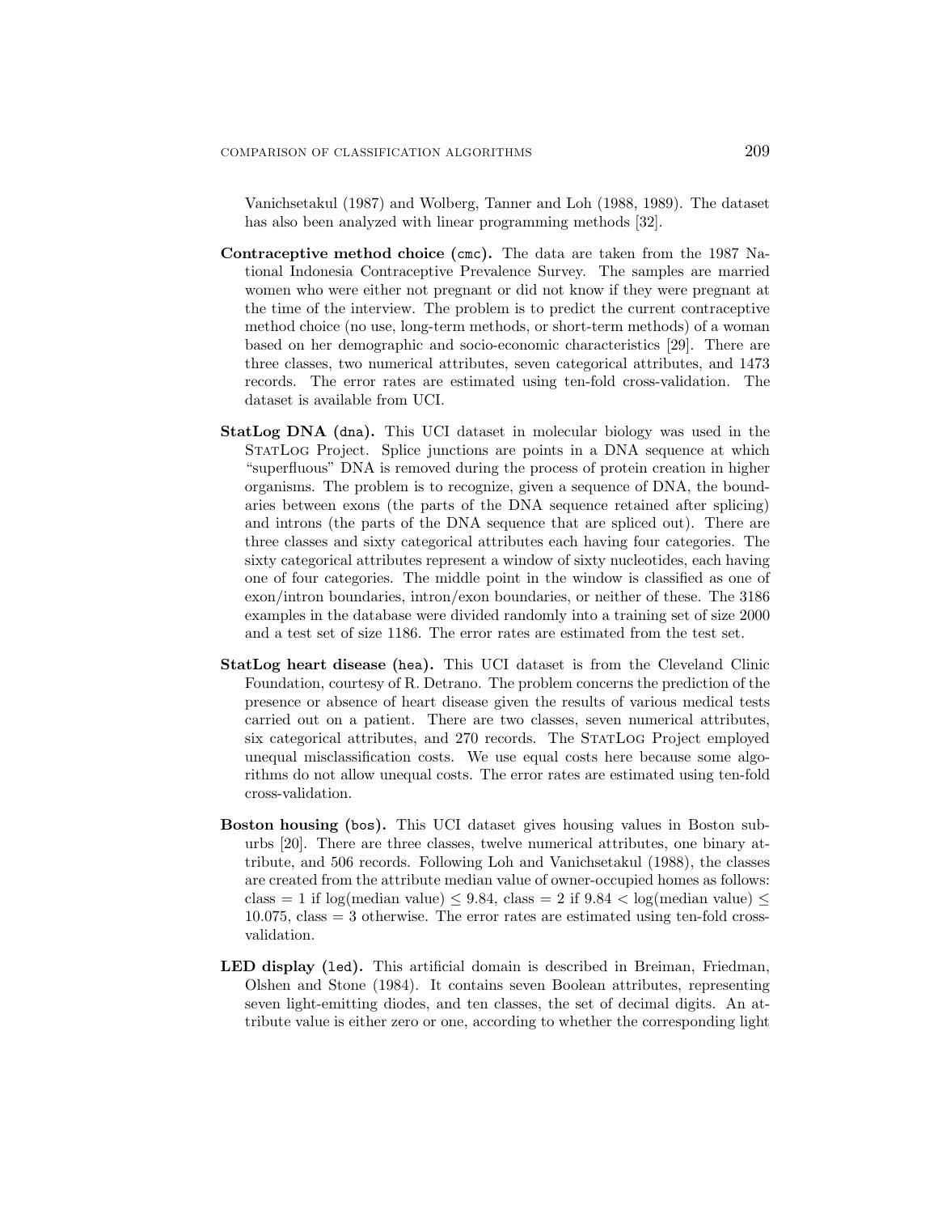Vanichsetakul (1987) and Wolberg, Tanner and Loh (1988, 1989). The dataset has also been analyzed with linear programming methods [32].

**Contraceptive method choice (`cmc`).** The data are taken from the 1987 National Indonesia Contraceptive Prevalence Survey. The samples are married women who were either not pregnant or did not know if they were pregnant at the time of the interview. The problem is to predict the current contraceptive method choice (no use, long-term methods, or short-term methods) of a woman based on her demographic and socio-economic characteristics [29]. There are three classes, two numerical attributes, seven categorical attributes, and 1473 records. The error rates are estimated using ten-fold cross-validation. The dataset is available from UCI.

**StatLog DNA (`dna`).** This UCI dataset in molecular biology was used in the StatLog Project. Splice junctions are points in a DNA sequence at which "superfluous" DNA is removed during the process of protein creation in higher organisms. The problem is to recognize, given a sequence of DNA, the boundaries between exons (the parts of the DNA sequence retained after splicing) and introns (the parts of the DNA sequence that are spliced out). There are three classes and sixty categorical attributes each having four categories. The sixty categorical attributes represent a window of sixty nucleotides, each having one of four categories. The middle point in the window is classified as one of exon/intron boundaries, intron/exon boundaries, or neither of these. The 3186 examples in the database were divided randomly into a training set of size 2000 and a test set of size 1186. The error rates are estimated from the test set.

**StatLog heart disease (`hea`).** This UCI dataset is from the Cleveland Clinic Foundation, courtesy of R. Detrano. The problem concerns the prediction of the presence or absence of heart disease given the results of various medical tests carried out on a patient. There are two classes, seven numerical attributes, six categorical attributes, and 270 records. The StatLog Project employed unequal misclassification costs. We use equal costs here because some algorithms do not allow unequal costs. The error rates are estimated using ten-fold cross-validation.

**Boston housing (`bos`).** This UCI dataset gives housing values in Boston suburbs [20]. There are three classes, twelve numerical attributes, one binary attribute, and 506 records. Following Loh and Vanichsetakul (1988), the classes are created from the attribute median value of owner-occupied homes as follows: class = 1 if $\log(\text{median value}) \leq 9.84$, class = 2 if $9.84 < \log(\text{median value}) \leq 10.075$, class = 3 otherwise. The error rates are estimated using ten-fold cross-validation.

**LED display (`led`).** This artificial domain is described in Breiman, Friedman, Olshen and Stone (1984). It contains seven Boolean attributes, representing seven light-emitting diodes, and ten classes, the set of decimal digits. An attribute value is either zero or one, according to whether the corresponding light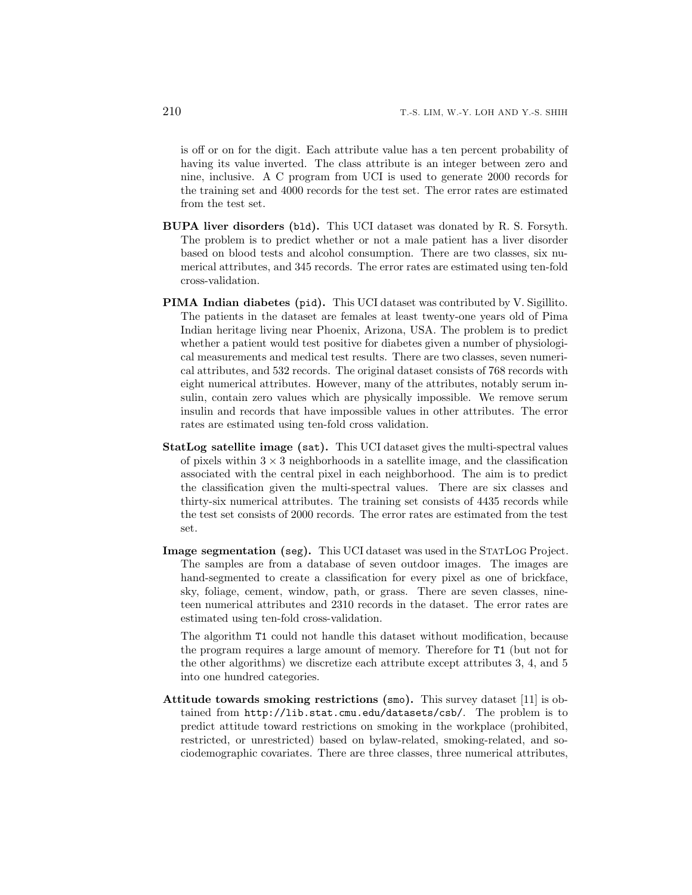is off or on for the digit. Each attribute value has a ten percent probability of having its value inverted. The class attribute is an integer between zero and nine, inclusive. A C program from UCI is used to generate 2000 records for the training set and 4000 records for the test set. The error rates are estimated from the test set.

**BUPA liver disorders (bld).** This UCI dataset was donated by R. S. Forsyth. The problem is to predict whether or not a male patient has a liver disorder based on blood tests and alcohol consumption. There are two classes, six numerical attributes, and 345 records. The error rates are estimated using ten-fold cross-validation.

**PIMA Indian diabetes (pid).** This UCI dataset was contributed by V. Sigillito. The patients in the dataset are females at least twenty-one years old of Pima Indian heritage living near Phoenix, Arizona, USA. The problem is to predict whether a patient would test positive for diabetes given a number of physiological measurements and medical test results. There are two classes, seven numerical attributes, and 532 records. The original dataset consists of 768 records with eight numerical attributes. However, many of the attributes, notably serum insulin, contain zero values which are physically impossible. We remove serum insulin and records that have impossible values in other attributes. The error rates are estimated using ten-fold cross validation.

**StatLog satellite image (sat).** This UCI dataset gives the multi-spectral values of pixels within $3 \times 3$ neighborhoods in a satellite image, and the classification associated with the central pixel in each neighborhood. The aim is to predict the classification given the multi-spectral values. There are six classes and thirty-six numerical attributes. The training set consists of 4435 records while the test set consists of 2000 records. The error rates are estimated from the test set.

**Image segmentation (seg).** This UCI dataset was used in the StatLog Project. The samples are from a database of seven outdoor images. The images are hand-segmented to create a classification for every pixel as one of brickface, sky, foliage, cement, window, path, or grass. There are seven classes, nineteen numerical attributes and 2310 records in the dataset. The error rates are estimated using ten-fold cross-validation.

The algorithm T1 could not handle this dataset without modification, because the program requires a large amount of memory. Therefore for T1 (but not for the other algorithms) we discretize each attribute except attributes 3, 4, and 5 into one hundred categories.

**Attitude towards smoking restrictions (smo).** This survey dataset [11] is obtained from http://lib.stat.cmu.edu/datasets/csb/. The problem is to predict attitude toward restrictions on smoking in the workplace (prohibited, restricted, or unrestricted) based on bylaw-related, smoking-related, and sociodemographic covariates. There are three classes, three numerical attributes,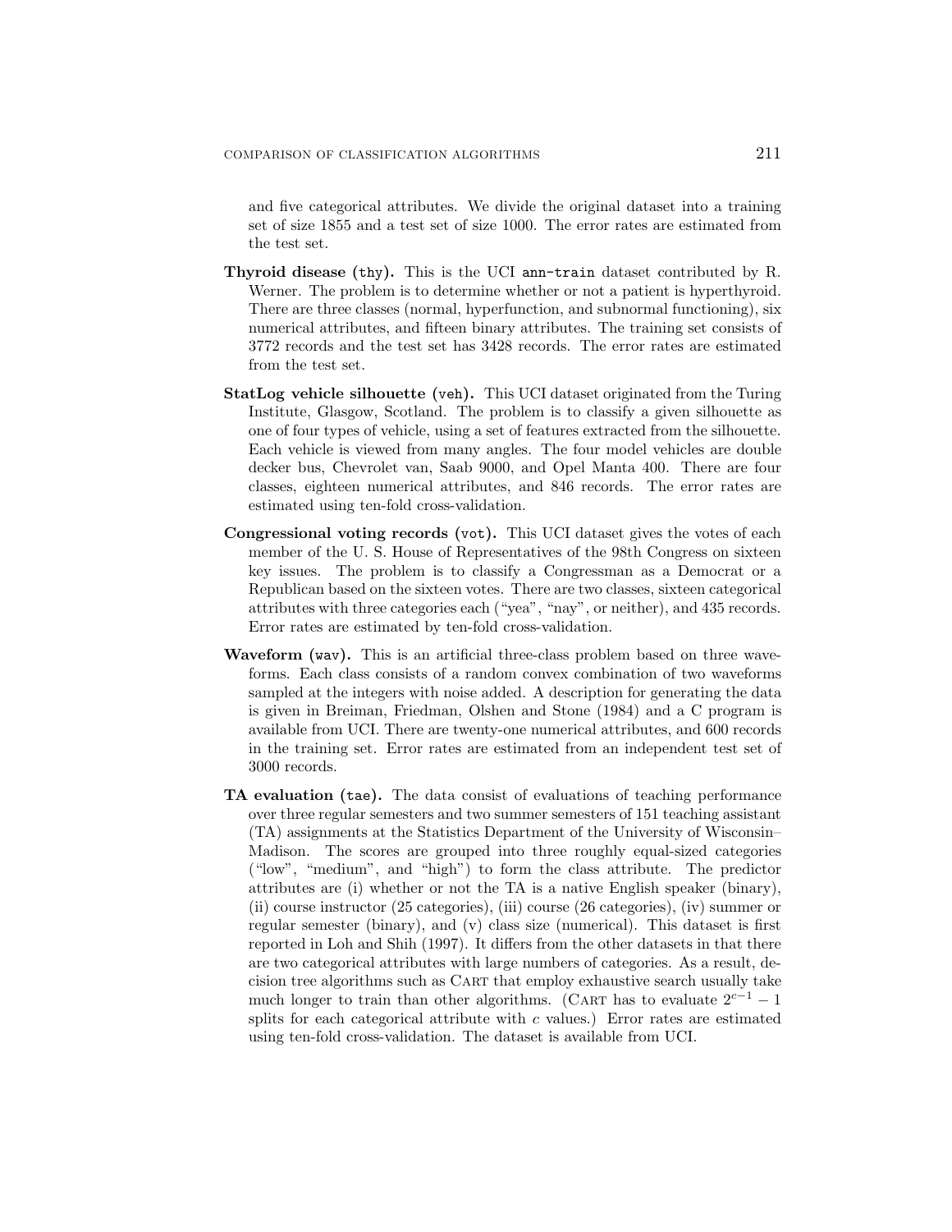and five categorical attributes. We divide the original dataset into a training set of size 1855 and a test set of size 1000. The error rates are estimated from the test set.

**Thyroid disease (`thy`).** This is the UCI `ann-train` dataset contributed by R. Werner. The problem is to determine whether or not a patient is hyperthyroid. There are three classes (normal, hyperfunction, and subnormal functioning), six numerical attributes, and fifteen binary attributes. The training set consists of 3772 records and the test set has 3428 records. The error rates are estimated from the test set.

**StatLog vehicle silhouette (`veh`).** This UCI dataset originated from the Turing Institute, Glasgow, Scotland. The problem is to classify a given silhouette as one of four types of vehicle, using a set of features extracted from the silhouette. Each vehicle is viewed from many angles. The four model vehicles are double decker bus, Chevrolet van, Saab 9000, and Opel Manta 400. There are four classes, eighteen numerical attributes, and 846 records. The error rates are estimated using ten-fold cross-validation.

**Congressional voting records (`vot`).** This UCI dataset gives the votes of each member of the U. S. House of Representatives of the 98th Congress on sixteen key issues. The problem is to classify a Congressman as a Democrat or a Republican based on the sixteen votes. There are two classes, sixteen categorical attributes with three categories each ("yea", "nay", or neither), and 435 records. Error rates are estimated by ten-fold cross-validation.

**Waveform (`wav`).** This is an artificial three-class problem based on three waveforms. Each class consists of a random convex combination of two waveforms sampled at the integers with noise added. A description for generating the data is given in Breiman, Friedman, Olshen and Stone (1984) and a C program is available from UCI. There are twenty-one numerical attributes, and 600 records in the training set. Error rates are estimated from an independent test set of 3000 records.

**TA evaluation (`tae`).** The data consist of evaluations of teaching performance over three regular semesters and two summer semesters of 151 teaching assistant (TA) assignments at the Statistics Department of the University of Wisconsin–Madison. The scores are grouped into three roughly equal-sized categories ("low", "medium", and "high") to form the class attribute. The predictor attributes are (i) whether or not the TA is a native English speaker (binary), (ii) course instructor (25 categories), (iii) course (26 categories), (iv) summer or regular semester (binary), and (v) class size (numerical). This dataset is first reported in Loh and Shih (1997). It differs from the other datasets in that there are two categorical attributes with large numbers of categories. As a result, decision tree algorithms such as Cart that employ exhaustive search usually take much longer to train than other algorithms. (Cart has to evaluate $2^{c-1} - 1$ splits for each categorical attribute with $c$ values.) Error rates are estimated using ten-fold cross-validation. The dataset is available from UCI.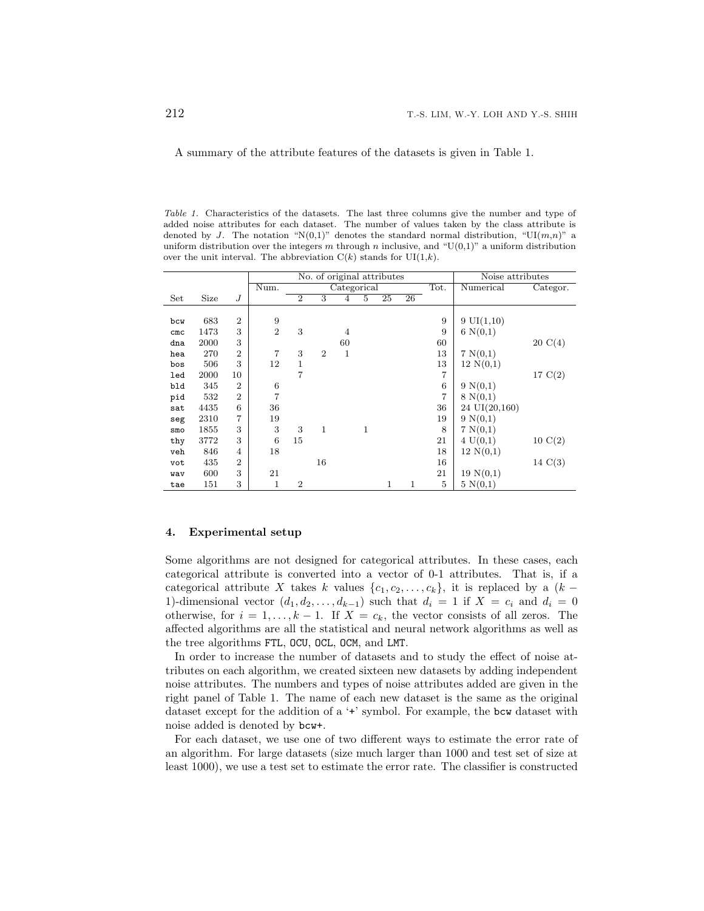A summary of the attribute features of the datasets is given in Table 1.

*Table 1.* Characteristics of the datasets. The last three columns give the number and type of added noise attributes for each dataset. The number of values taken by the class attribute is denoted by $J$. The notation "N(0,1)" denotes the standard normal distribution, "UI($m$,$n$)" a uniform distribution over the integers $m$ through $n$ inclusive, and "U(0,1)" a uniform distribution over the unit interval. The abbreviation C($k$) stands for UI(1,$k$).

| | | | No. of original attributes | | | | | | | | Noise attributes | |
|---|---|---|---|---|---|---|---|---|---|---|---|---|
| | | | Num. | Categorical | | | | | | Tot. | Numerical | Categor. |
| Set | Size | $J$ | | 2 | 3 | 4 | 5 | 25 | 26 | | | |
| bcw | 683 | 2 | 9 | | | | | | | 9 | 9 UI(1,10) | |
| cmc | 1473 | 3 | 2 | 3 | | 4 | | | | 9 | 6 N(0,1) | |
| dna | 2000 | 3 | | | | 60 | | | | 60 | | 20 C(4) |
| hea | 270 | 2 | 7 | 3 | 2 | 1 | | | | 13 | 7 N(0,1) | |
| bos | 506 | 3 | 12 | 1 | | | | | | 13 | 12 N(0,1) | |
| led | 2000 | 10 | | 7 | | | | | | 7 | | 17 C(2) |
| bld | 345 | 2 | 6 | | | | | | | 6 | 9 N(0,1) | |
| pid | 532 | 2 | 7 | | | | | | | 7 | 8 N(0,1) | |
| sat | 4435 | 6 | 36 | | | | | | | 36 | 24 UI(20,160) | |
| seg | 2310 | 7 | 19 | | | | | | | 19 | 9 N(0,1) | |
| smo | 1855 | 3 | 3 | 3 | 1 | | 1 | | | 8 | 7 N(0,1) | |
| thy | 3772 | 3 | 6 | 15 | | | | | | 21 | 4 U(0,1) | 10 C(2) |
| veh | 846 | 4 | 18 | | | | | | | 18 | 12 N(0,1) | |
| vot | 435 | 2 | | | 16 | | | | | 16 | | 14 C(3) |
| wav | 600 | 3 | 21 | | | | | | | 21 | 19 N(0,1) | |
| tae | 151 | 3 | 1 | 2 | | | | 1 | 1 | 5 | 5 N(0,1) | |

## 4. Experimental setup

Some algorithms are not designed for categorical attributes. In these cases, each categorical attribute is converted into a vector of 0-1 attributes. That is, if a categorical attribute $X$ takes $k$ values $\{c_1, c_2, \ldots, c_k\}$, it is replaced by a $(k-1)$-dimensional vector $(d_1, d_2, \ldots, d_{k-1})$ such that $d_i = 1$ if $X = c_i$ and $d_i = 0$ otherwise, for $i = 1, \ldots, k-1$. If $X = c_k$, the vector consists of all zeros. The affected algorithms are all the statistical and neural network algorithms as well as the tree algorithms FTL, OCU, OCL, OCM, and LMT.

In order to increase the number of datasets and to study the effect of noise attributes on each algorithm, we created sixteen new datasets by adding independent noise attributes. The numbers and types of noise attributes added are given in the right panel of Table 1. The name of each new dataset is the same as the original dataset except for the addition of a '+' symbol. For example, the bcw dataset with noise added is denoted by bcw+.

For each dataset, we use one of two different ways to estimate the error rate of an algorithm. For large datasets (size much larger than 1000 and test set of size at least 1000), we use a test set to estimate the error rate. The classifier is constructed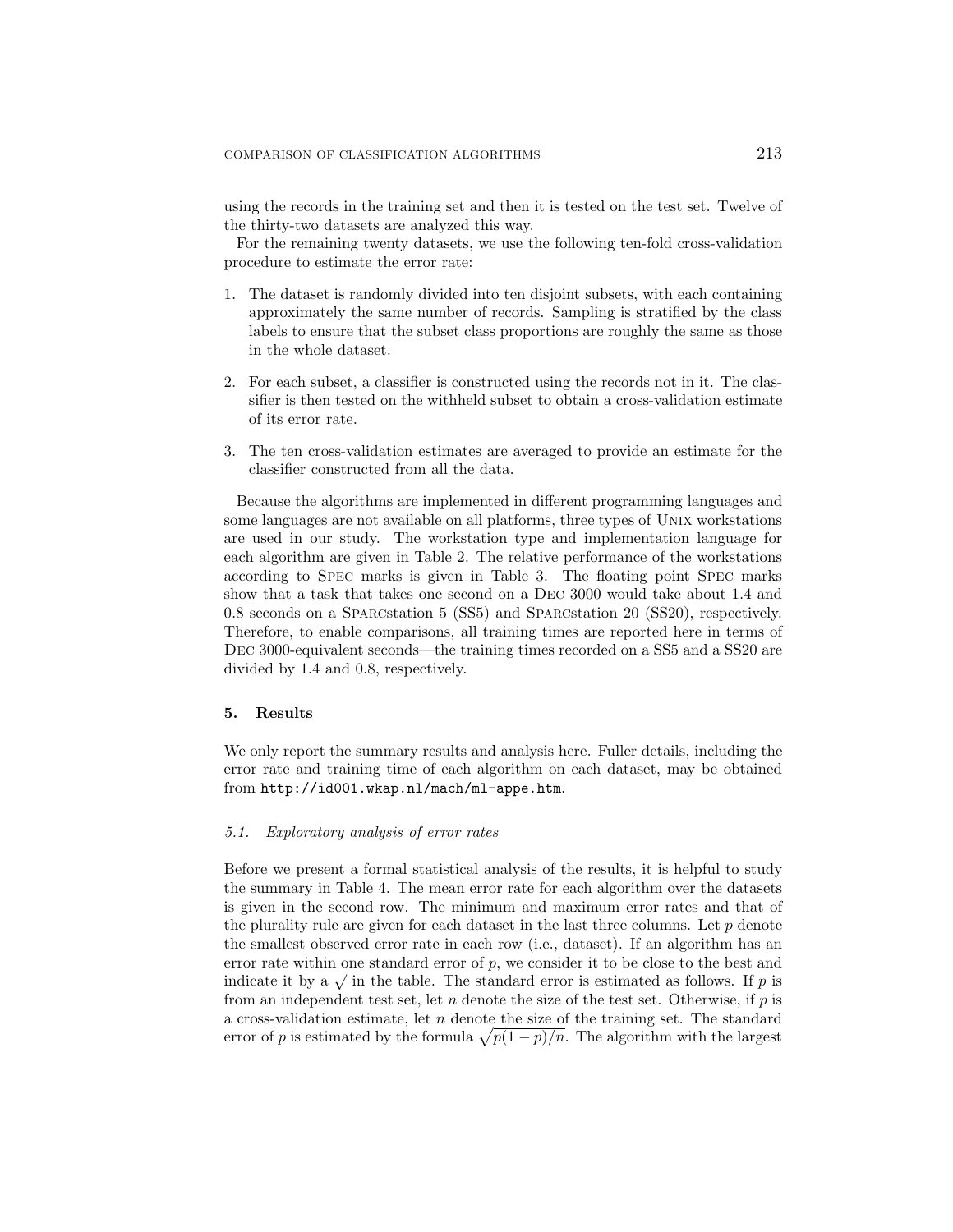using the records in the training set and then it is tested on the test set. Twelve of the thirty-two datasets are analyzed this way.

For the remaining twenty datasets, we use the following ten-fold cross-validation procedure to estimate the error rate:

1. The dataset is randomly divided into ten disjoint subsets, with each containing approximately the same number of records. Sampling is stratified by the class labels to ensure that the subset class proportions are roughly the same as those in the whole dataset.

2. For each subset, a classifier is constructed using the records not in it. The classifier is then tested on the withheld subset to obtain a cross-validation estimate of its error rate.

3. The ten cross-validation estimates are averaged to provide an estimate for the classifier constructed from all the data.

Because the algorithms are implemented in different programming languages and some languages are not available on all platforms, three types of UNIX workstations are used in our study. The workstation type and implementation language for each algorithm are given in Table 2. The relative performance of the workstations according to SPEC marks is given in Table 3. The floating point SPEC marks show that a task that takes one second on a DEC 3000 would take about 1.4 and 0.8 seconds on a SPARCstation 5 (SS5) and SPARCstation 20 (SS20), respectively. Therefore, to enable comparisons, all training times are reported here in terms of DEC 3000-equivalent seconds—the training times recorded on a SS5 and a SS20 are divided by 1.4 and 0.8, respectively.

## 5. Results

We only report the summary results and analysis here. Fuller details, including the error rate and training time of each algorithm on each dataset, may be obtained from `http://id001.wkap.nl/mach/ml-appe.htm`.

### 5.1. Exploratory analysis of error rates

Before we present a formal statistical analysis of the results, it is helpful to study the summary in Table 4. The mean error rate for each algorithm over the datasets is given in the second row. The minimum and maximum error rates and that of the plurality rule are given for each dataset in the last three columns. Let $p$ denote the smallest observed error rate in each row (i.e., dataset). If an algorithm has an error rate within one standard error of $p$, we consider it to be close to the best and indicate it by a $\surd$ in the table. The standard error is estimated as follows. If $p$ is from an independent test set, let $n$ denote the size of the test set. Otherwise, if $p$ is a cross-validation estimate, let $n$ denote the size of the training set. The standard error of $p$ is estimated by the formula $\sqrt{p(1-p)/n}$. The algorithm with the largest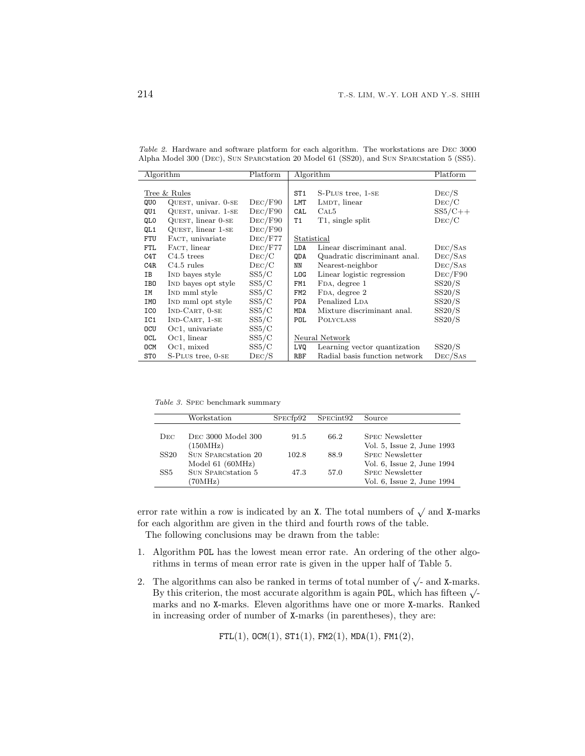*Table 2.* Hardware and software platform for each algorithm. The workstations are DEC 3000 Alpha Model 300 (DEC), SUN SPARCstation 20 Model 61 (SS20), and SUN SPARCstation 5 (SS5).

| Algorithm | | Platform | Algorithm | | Platform |
|---|---|---|---|---|---|
| Tree & Rules | | | ST1 | S-PLUS tree, 1-SE | DEC/S |
| QU0 | QUEST, univar. 0-SE | DEC/F90 | LMT | LMDT, linear | DEC/C |
| QU1 | QUEST, univar. 1-SE | DEC/F90 | CAL | CAL5 | SS5/C++ |
| QL0 | QUEST, linear 0-SE | DEC/F90 | T1 | T1, single split | DEC/C |
| QL1 | QUEST, linear 1-SE | DEC/F90 | | | |
| FTU | FACT, univariate | DEC/F77 | Statistical | | |
| FTL | FACT, linear | DEC/F77 | LDA | Linear discriminant anal. | DEC/SAS |
| C4T | C4.5 trees | DEC/C | QDA | Quadratic discriminant anal. | DEC/SAS |
| C4R | C4.5 rules | DEC/C | NN | Nearest-neighbor | DEC/SAS |
| IB | IND bayes style | SS5/C | LOG | Linear logistic regression | DEC/F90 |
| IBO | IND bayes opt style | SS5/C | FM1 | FDA, degree 1 | SS20/S |
| IM | IND mml style | SS5/C | FM2 | FDA, degree 2 | SS20/S |
| IMO | IND mml opt style | SS5/C | PDA | Penalized LDA | SS20/S |
| IC0 | IND-CART, 0-SE | SS5/C | MDA | Mixture discriminant anal. | SS20/S |
| IC1 | IND-CART, 1-SE | SS5/C | POL | POLYCLASS | SS20/S |
| OCU | OC1, univariate | SS5/C | | | |
| OCL | OC1, linear | SS5/C | Neural Network | | |
| OCM | OC1, mixed | SS5/C | LVQ | Learning vector quantization | SS20/S |
| ST0 | S-PLUS tree, 0-SE | DEC/S | RBF | Radial basis function network | DEC/SAS |

*Table 3.* SPEC benchmark summary

| | Workstation | SPECfp92 | SPECint92 | Source |
|---|---|---|---|---|
| DEC | DEC 3000 Model 300 (150MHz) | 91.5 | 66.2 | SPEC Newsletter Vol. 5, Issue 2, June 1993 |
| SS20 | SUN SPARCstation 20 Model 61 (60MHz) | 102.8 | 88.9 | SPEC Newsletter Vol. 6, Issue 2, June 1994 |
| SS5 | SUN SPARCstation 5 (70MHz) | 47.3 | 57.0 | SPEC Newsletter Vol. 6, Issue 2, June 1994 |

error rate within a row is indicated by an X. The total numbers of $\surd$ and X-marks for each algorithm are given in the third and fourth rows of the table.

The following conclusions may be drawn from the table:

1. Algorithm POL has the lowest mean error rate. An ordering of the other algorithms in terms of mean error rate is given in the upper half of Table 5.

2. The algorithms can also be ranked in terms of total number of $\surd$- and X-marks. By this criterion, the most accurate algorithm is again POL, which has fifteen $\surd$-marks and no X-marks. Eleven algorithms have one or more X-marks. Ranked in increasing order of number of X-marks (in parentheses), they are:

   FTL(1), OCM(1), ST1(1), FM2(1), MDA(1), FM1(2),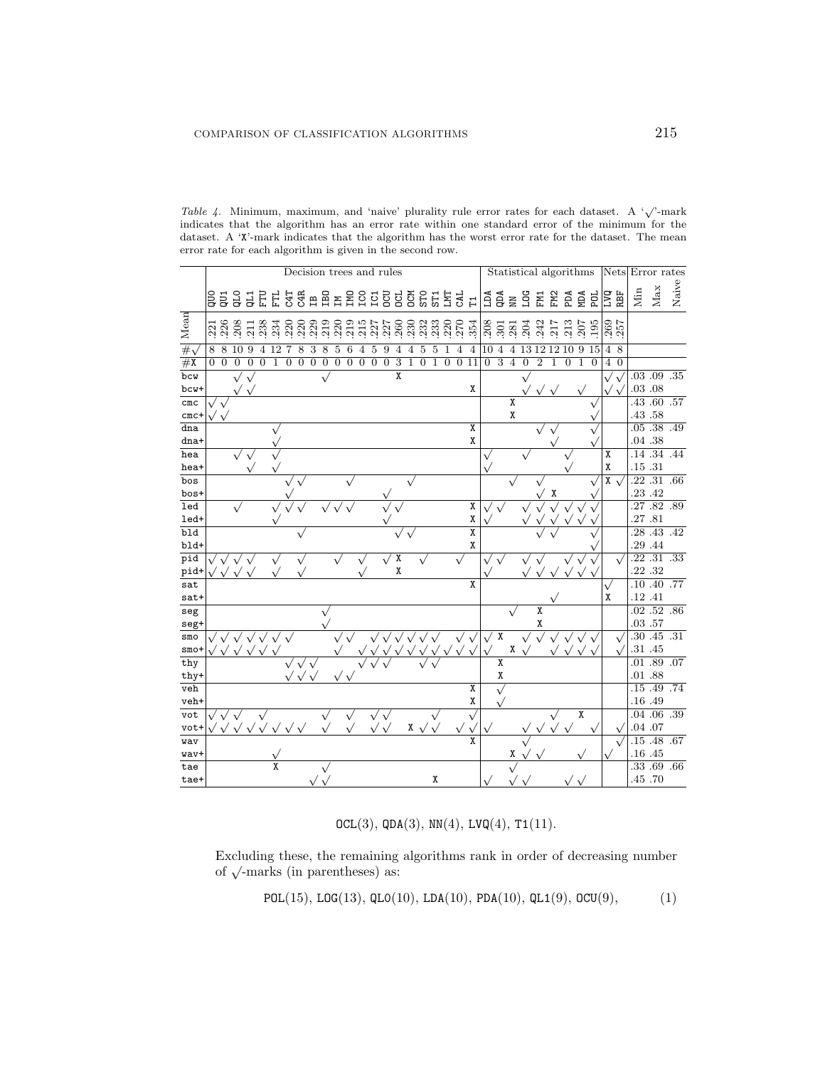*Table 4.* Minimum, maximum, and 'naive' plurality rule error rates for each dataset. A '√'-mark indicates that the algorithm has an error rate within one standard error of the minimum for the dataset. A 'X'-mark indicates that the algorithm has the worst error rate for the dataset. The mean error rate for each algorithm is given in the second row.

| | Decision trees and rules | | | | | | | | | | | | | | | | | | | | | | Statistical algorithms | | | | | | | | | Nets | | Error rates | | |
|---|---|---|---|---|---|---|---|---|---|---|---|---|---|---|---|---|---|---|---|---|---|---|---|---|---|---|---|---|---|---|---|---|---|---|---|---|
| | QU0 | QU1 | QL0 | QL1 | FTU | FTL | C4T | C4R | IB | IBO | IM | IMO | IC0 | IC1 | OCU | OCL | OCM | ST0 | ST1 | LMT | CAL | T1 | LDA | QDA | NN | LOG | FM1 | FM2 | PDA | MDA | POL | LVQ | RBF | Min | Max | Naive |
| Mean | .221 | .226 | .208 | .211 | .238 | .234 | .220 | .220 | .229 | .219 | .220 | .219 | .215 | .227 | .227 | .260 | .230 | .232 | .233 | .220 | .270 | .354 | .208 | .301 | .281 | .204 | .242 | .217 | .213 | .207 | .195 | .269 | .257 | | | |
| #√ | 8 | 8 | 10 | 9 | 4 | 12 | 7 | 8 | 3 | 8 | 5 | 6 | 4 | 5 | 9 | 4 | 4 | 5 | 5 | 1 | 4 | 4 | 10 | 4 | 4 | 13 | 12 | 12 | 10 | 9 | 15 | 4 | 8 | | | |
| #X | 0 | 0 | 0 | 0 | 0 | 1 | 0 | 0 | 0 | 0 | 0 | 0 | 0 | 0 | 0 | 3 | 1 | 0 | 1 | 0 | 0 | 11 | 0 | 3 | 4 | 0 | 2 | 1 | 0 | 1 | 0 | 4 | 0 | | | |
| bcw | | | √ | √ | | | | | | √ | | | | | | X | | | | | | | | | | √ | | | | | | √ | √ | .03 | .09 | .35 |
| bcw+ | | | √ | √ | | | | | | | | | | | | | | | | | | X | | | | √ | √ | √ | | √ | | √ | √ | .03 | .08 | |
| cmc | √ | √ | | | | | | | | | | | | | | | | | | | | | | | X | | | | | | √ | | | .43 | .60 | .57 |
| cmc+ | √ | √ | | | | | | | | | | | | | | | | | | | | | | | X | | | | | | √ | | | .43 | .58 | |
| dna | | | | | | √ | | | | | | | | | | | | | | | | X | | | | | √ | √ | | | √ | | | .05 | .38 | .49 |
| dna+ | | | | | | √ | | | | | | | | | | | | | | | | X | | | | | | √ | | | √ | | | .04 | .38 | |
| hea | | | √ | √ | | √ | | | | | | | | | | | | | | | | | √ | | | √ | | | √ | | | X | | .14 | .34 | .44 |
| hea+ | | | | √ | | √ | | | | | | | | | | | | | | | | | √ | | | | | | √ | | | X | | .15 | .31 | |
| bos | | | | | | | √ | √ | | | | √ | | | | | √ | | | | | | | | √ | | √ | | | | √ | X | √ | .22 | .31 | .66 |
| bos+ | | | | | | | √ | | | | | | | | √ | | | | | | | | | | | | √ | X | | | √ | | | .23 | .42 | |
| led | | | √ | | | √ | √ | √ | | √ | √ | √ | | | √ | √ | | | | | | X | √ | √ | | √ | √ | √ | √ | √ | √ | | | .27 | .82 | .89 |
| led+ | | | | | | √ | | | | | | | | | √ | | | | | | | X | √ | | | √ | √ | √ | √ | √ | √ | | | .27 | .81 | |
| bld | | | | | | | | √ | | | | | | | | √ | √ | | | | | X | | | | | √ | √ | | | √ | | | .28 | .43 | .42 |
| bld+ | | | | | | | | | | | | | | | | | | | | | | X | | | | | | | | | √ | | | .29 | .44 | |
| pid | √ | √ | √ | √ | | √ | | √ | | | √ | | √ | | √ | X | | √ | | | √ | | √ | √ | | √ | √ | | √ | √ | √ | | √ | .22 | .31 | .33 |
| pid+ | √ | √ | √ | √ | | √ | | √ | | | | | √ | | | X | | | | | | | √ | | | √ | √ | √ | √ | √ | √ | | | .22 | .32 | |
| sat | | | | | | | | | | | | | | | | | | | | | | X | | | | | | | | | | √ | | .10 | .40 | .77 |
| sat+ | | | | | | | | | | | | | | | | | | | | | | | | | | | | √ | | | | X | | .12 | .41 | |
| seg | | | | | | | | | | √ | | | | | | | | | | | | | | | √ | | X | | | | | | | .02 | .52 | .86 |
| seg+ | | | | | | | | | | √ | | | | | | | | | | | | | | | | | X | | | | | | | .03 | .57 | |
| smo | √ | √ | √ | √ | √ | √ | √ | | | | √ | √ | | √ | √ | √ | √ | √ | √ | | √ | √ | √ | X | | √ | √ | √ | √ | √ | √ | | √ | .30 | .45 | .31 |
| smo+ | √ | √ | √ | √ | √ | √ | | | | | √ | | √ | √ | √ | √ | √ | √ | √ | √ | √ | √ | √ | | X | √ | | √ | √ | √ | √ | | √ | .31 | .45 | |
| thy | | | | | | | √ | √ | √ | | | | √ | √ | √ | | | √ | √ | | | | | X | | | | | | | | | | .01 | .89 | .07 |
| thy+ | | | | | | | √ | √ | √ | | √ | √ | | | | | | | | | | | | X | | | | | | | | | | .01 | .88 | |
| veh | | | | | | | | | | | | | | | | | | | | | | X | | √ | | | | | | | | | | .15 | .49 | .74 |
| veh+ | | | | | | | | | | | | | | | | | | | | | | X | | √ | | | | | | | | | | .16 | .49 | |
| vot | √ | √ | √ | | √ | | | | | √ | | √ | | √ | √ | | | | √ | | | √ | | | | | | √ | | X | | | | .04 | .06 | .39 |
| vot+ | √ | √ | √ | √ | √ | √ | √ | √ | | √ | | √ | | √ | √ | | X | √ | √ | | √ | √ | √ | | | √ | √ | √ | √ | | √ | | √ | .04 | .07 | |
| wav | | | | | | | | | | | | | | | | | | | | | | X | | | | √ | | | | | | | √ | .15 | .48 | .67 |
| wav+ | | | | | | √ | | | | | | | | | | | | | | | | | | | X | √ | √ | | | √ | | √ | | .16 | .45 | |
| tae | | | | | | X | | | | √ | | | | | | | | | | | | | | | √ | | | | | | | | | .33 | .69 | .66 |
| tae+ | | | | | | | | | √ | √ | | | | | | | | | X | | | | √ | | √ | √ | | | √ | √ | | | | .45 | .70 | |

OCL(3), QDA(3), NN(4), LVQ(4), T1(11).

Excluding these, the remaining algorithms rank in order of decreasing number of √-marks (in parentheses) as:

$$\text{POL}(15),\ \text{LOG}(13),\ \text{QL0}(10),\ \text{LDA}(10),\ \text{PDA}(10),\ \text{QL1}(9),\ \text{OCU}(9), \qquad (1)$$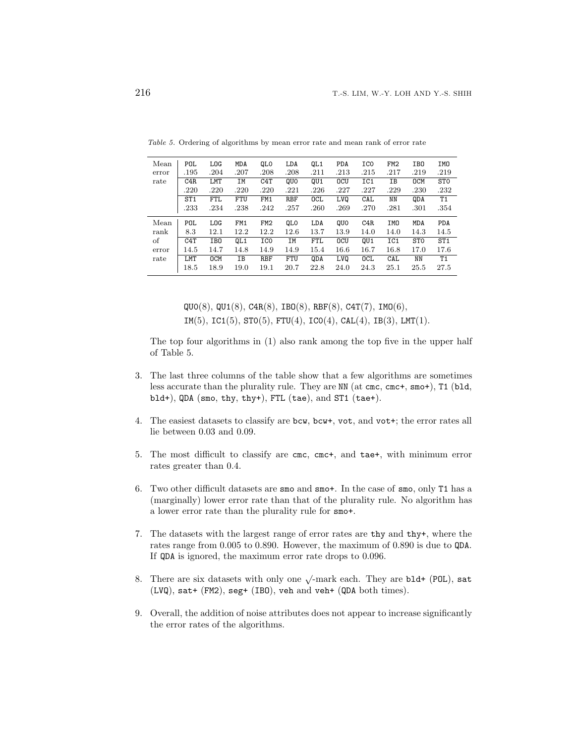*Table 5.* Ordering of algorithms by mean error rate and mean rank of error rate

| | | | | | | | | | | | |
|---|---|---|---|---|---|---|---|---|---|---|---|
| Mean | POL | LOG | MDA | QL0 | LDA | QL1 | PDA | IC0 | FM2 | IBO | IMO |
| error | .195 | .204 | .207 | .208 | .208 | .211 | .213 | .215 | .217 | .219 | .219 |
| rate | C4R | LMT | IM | C4T | QU0 | QU1 | OCU | IC1 | IB | OCM | ST0 |
| | .220 | .220 | .220 | .220 | .221 | .226 | .227 | .227 | .229 | .230 | .232 |
| | ST1 | FTL | FTU | FM1 | RBF | OCL | LVQ | CAL | NN | QDA | T1 |
| | .233 | .234 | .238 | .242 | .257 | .260 | .269 | .270 | .281 | .301 | .354 |
| Mean | POL | LOG | FM1 | FM2 | QL0 | LDA | QU0 | C4R | IMO | MDA | PDA |
| rank | 8.3 | 12.1 | 12.2 | 12.2 | 12.6 | 13.7 | 13.9 | 14.0 | 14.0 | 14.3 | 14.5 |
| of | C4T | IBO | QL1 | IC0 | IM | FTL | OCU | QU1 | IC1 | ST0 | ST1 |
| error | 14.5 | 14.7 | 14.8 | 14.9 | 14.9 | 15.4 | 16.6 | 16.7 | 16.8 | 17.0 | 17.6 |
| rate | LMT | OCM | IB | RBF | FTU | QDA | LVQ | OCL | CAL | NN | T1 |
| | 18.5 | 18.9 | 19.0 | 19.1 | 20.7 | 22.8 | 24.0 | 24.3 | 25.1 | 25.5 | 27.5 |

QU0(8), QU1(8), C4R(8), IBO(8), RBF(8), C4T(7), IMO(6),
IM(5), IC1(5), ST0(5), FTU(4), IC0(4), CAL(4), IB(3), LMT(1).

The top four algorithms in (1) also rank among the top five in the upper half of Table 5.

3. The last three columns of the table show that a few algorithms are sometimes less accurate than the plurality rule. They are NN (at cmc, cmc+, smo+), T1 (bld, bld+), QDA (smo, thy, thy+), FTL (tae), and ST1 (tae+).

4. The easiest datasets to classify are bcw, bcw+, vot, and vot+; the error rates all lie between 0.03 and 0.09.

5. The most difficult to classify are cmc, cmc+, and tae+, with minimum error rates greater than 0.4.

6. Two other difficult datasets are smo and smo+. In the case of smo, only T1 has a (marginally) lower error rate than that of the plurality rule. No algorithm has a lower error rate than the plurality rule for smo+.

7. The datasets with the largest range of error rates are thy and thy+, where the rates range from 0.005 to 0.890. However, the maximum of 0.890 is due to QDA. If QDA is ignored, the maximum error rate drops to 0.096.

8. There are six datasets with only one $\surd$-mark each. They are bld+ (POL), sat (LVQ), sat+ (FM2), seg+ (IBO), veh and veh+ (QDA both times).

9. Overall, the addition of noise attributes does not appear to increase significantly the error rates of the algorithms.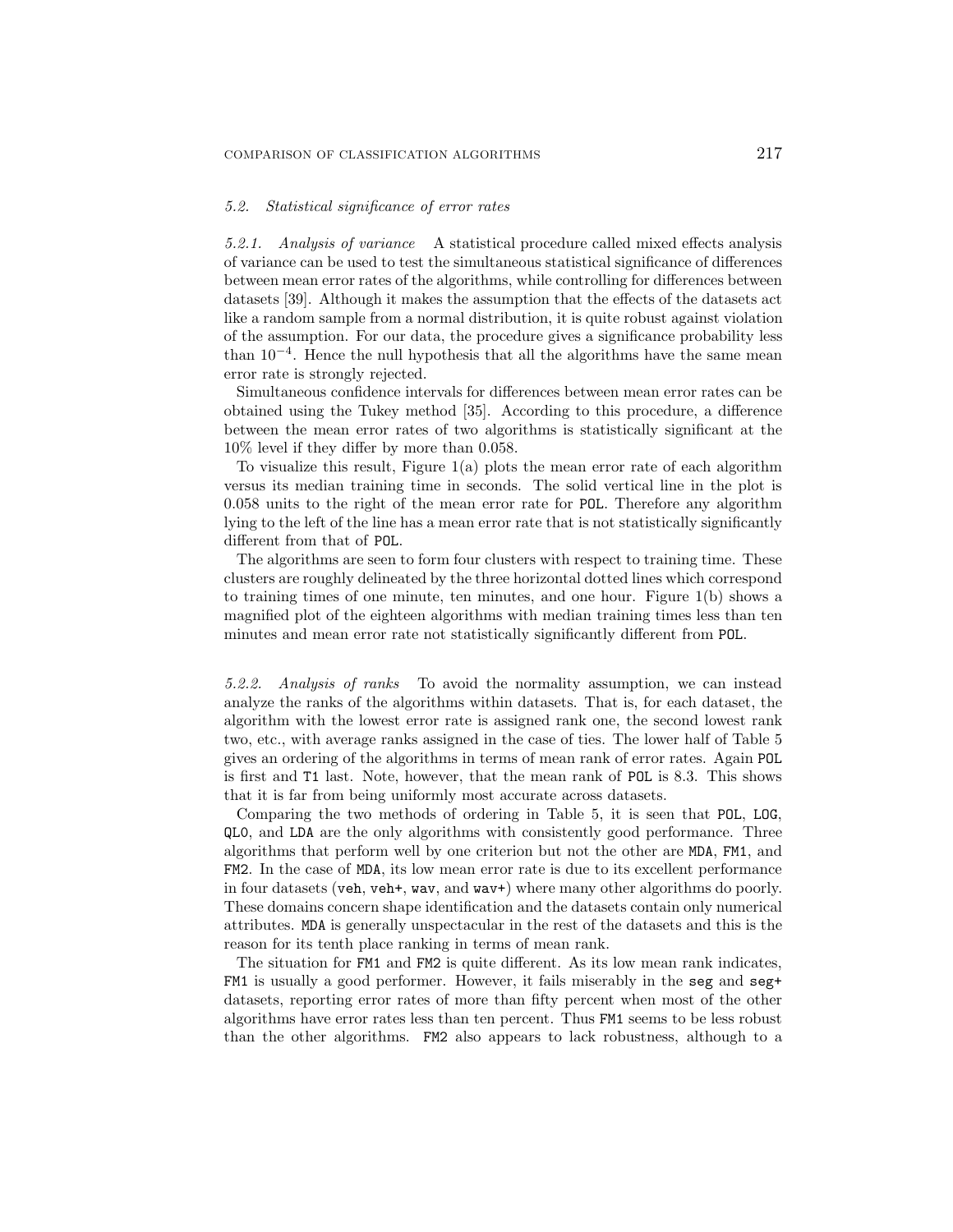### 5.2. Statistical significance of error rates

*5.2.1. Analysis of variance* A statistical procedure called mixed effects analysis of variance can be used to test the simultaneous statistical significance of differences between mean error rates of the algorithms, while controlling for differences between datasets [39]. Although it makes the assumption that the effects of the datasets act like a random sample from a normal distribution, it is quite robust against violation of the assumption. For our data, the procedure gives a significance probability less than $10^{-4}$. Hence the null hypothesis that all the algorithms have the same mean error rate is strongly rejected.

Simultaneous confidence intervals for differences between mean error rates can be obtained using the Tukey method [35]. According to this procedure, a difference between the mean error rates of two algorithms is statistically significant at the 10% level if they differ by more than 0.058.

To visualize this result, Figure 1(a) plots the mean error rate of each algorithm versus its median training time in seconds. The solid vertical line in the plot is 0.058 units to the right of the mean error rate for POL. Therefore any algorithm lying to the left of the line has a mean error rate that is not statistically significantly different from that of POL.

The algorithms are seen to form four clusters with respect to training time. These clusters are roughly delineated by the three horizontal dotted lines which correspond to training times of one minute, ten minutes, and one hour. Figure 1(b) shows a magnified plot of the eighteen algorithms with median training times less than ten minutes and mean error rate not statistically significantly different from POL.

*5.2.2. Analysis of ranks* To avoid the normality assumption, we can instead analyze the ranks of the algorithms within datasets. That is, for each dataset, the algorithm with the lowest error rate is assigned rank one, the second lowest rank two, etc., with average ranks assigned in the case of ties. The lower half of Table 5 gives an ordering of the algorithms in terms of mean rank of error rates. Again POL is first and T1 last. Note, however, that the mean rank of POL is 8.3. This shows that it is far from being uniformly most accurate across datasets.

Comparing the two methods of ordering in Table 5, it is seen that POL, LOG, QL0, and LDA are the only algorithms with consistently good performance. Three algorithms that perform well by one criterion but not the other are MDA, FM1, and FM2. In the case of MDA, its low mean error rate is due to its excellent performance in four datasets (veh, veh+, wav, and wav+) where many other algorithms do poorly. These domains concern shape identification and the datasets contain only numerical attributes. MDA is generally unspectacular in the rest of the datasets and this is the reason for its tenth place ranking in terms of mean rank.

The situation for FM1 and FM2 is quite different. As its low mean rank indicates, FM1 is usually a good performer. However, it fails miserably in the seg and seg+ datasets, reporting error rates of more than fifty percent when most of the other algorithms have error rates less than ten percent. Thus FM1 seems to be less robust than the other algorithms. FM2 also appears to lack robustness, although to a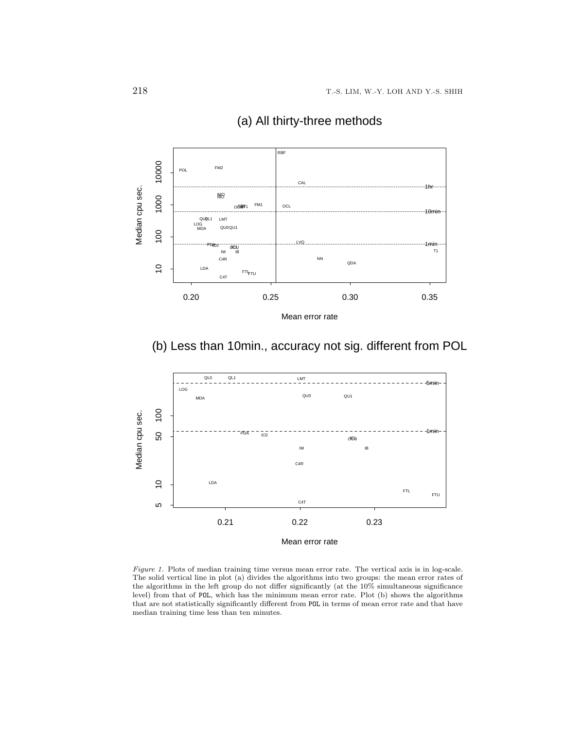(a) All thirty-three methods

(b) Less than 10min., accuracy not sig. different from POL

*Figure 1.* Plots of median training time versus mean error rate. The vertical axis is in log-scale. The solid vertical line in plot (a) divides the algorithms into two groups: the mean error rates of the algorithms in the left group do not differ significantly (at the 10% simultaneous significance level) from that of POL, which has the minimum mean error rate. Plot (b) shows the algorithms that are not statistically significantly different from POL in terms of mean error rate and that have median training time less than ten minutes.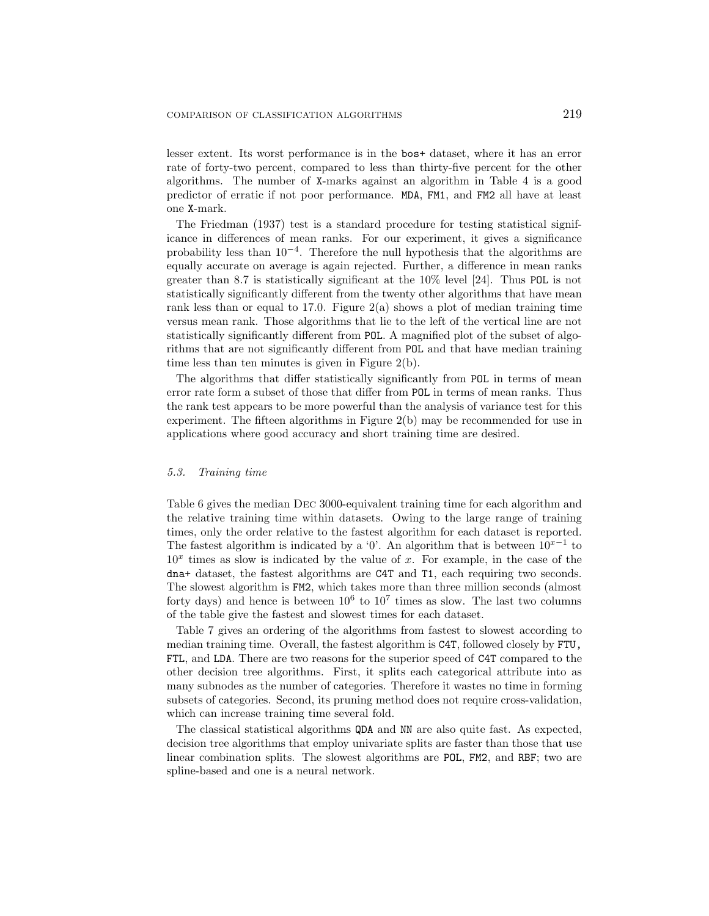lesser extent. Its worst performance is in the bos+ dataset, where it has an error rate of forty-two percent, compared to less than thirty-five percent for the other algorithms. The number of X-marks against an algorithm in Table 4 is a good predictor of erratic if not poor performance. MDA, FM1, and FM2 all have at least one X-mark.

The Friedman (1937) test is a standard procedure for testing statistical significance in differences of mean ranks. For our experiment, it gives a significance probability less than $10^{-4}$. Therefore the null hypothesis that the algorithms are equally accurate on average is again rejected. Further, a difference in mean ranks greater than 8.7 is statistically significant at the 10% level [24]. Thus POL is not statistically significantly different from the twenty other algorithms that have mean rank less than or equal to 17.0. Figure 2(a) shows a plot of median training time versus mean rank. Those algorithms that lie to the left of the vertical line are not statistically significantly different from POL. A magnified plot of the subset of algorithms that are not significantly different from POL and that have median training time less than ten minutes is given in Figure 2(b).

The algorithms that differ statistically significantly from POL in terms of mean error rate form a subset of those that differ from POL in terms of mean ranks. Thus the rank test appears to be more powerful than the analysis of variance test for this experiment. The fifteen algorithms in Figure 2(b) may be recommended for use in applications where good accuracy and short training time are desired.

### 5.3. *Training time*

Table 6 gives the median Dec 3000-equivalent training time for each algorithm and the relative training time within datasets. Owing to the large range of training times, only the order relative to the fastest algorithm for each dataset is reported. The fastest algorithm is indicated by a '0'. An algorithm that is between $10^{x-1}$ to $10^x$ times as slow is indicated by the value of $x$. For example, in the case of the dna+ dataset, the fastest algorithms are C4T and T1, each requiring two seconds. The slowest algorithm is FM2, which takes more than three million seconds (almost forty days) and hence is between $10^6$ to $10^7$ times as slow. The last two columns of the table give the fastest and slowest times for each dataset.

Table 7 gives an ordering of the algorithms from fastest to slowest according to median training time. Overall, the fastest algorithm is C4T, followed closely by FTU, FTL, and LDA. There are two reasons for the superior speed of C4T compared to the other decision tree algorithms. First, it splits each categorical attribute into as many subnodes as the number of categories. Therefore it wastes no time in forming subsets of categories. Second, its pruning method does not require cross-validation, which can increase training time several fold.

The classical statistical algorithms QDA and NN are also quite fast. As expected, decision tree algorithms that employ univariate splits are faster than those that use linear combination splits. The slowest algorithms are POL, FM2, and RBF; two are spline-based and one is a neural network.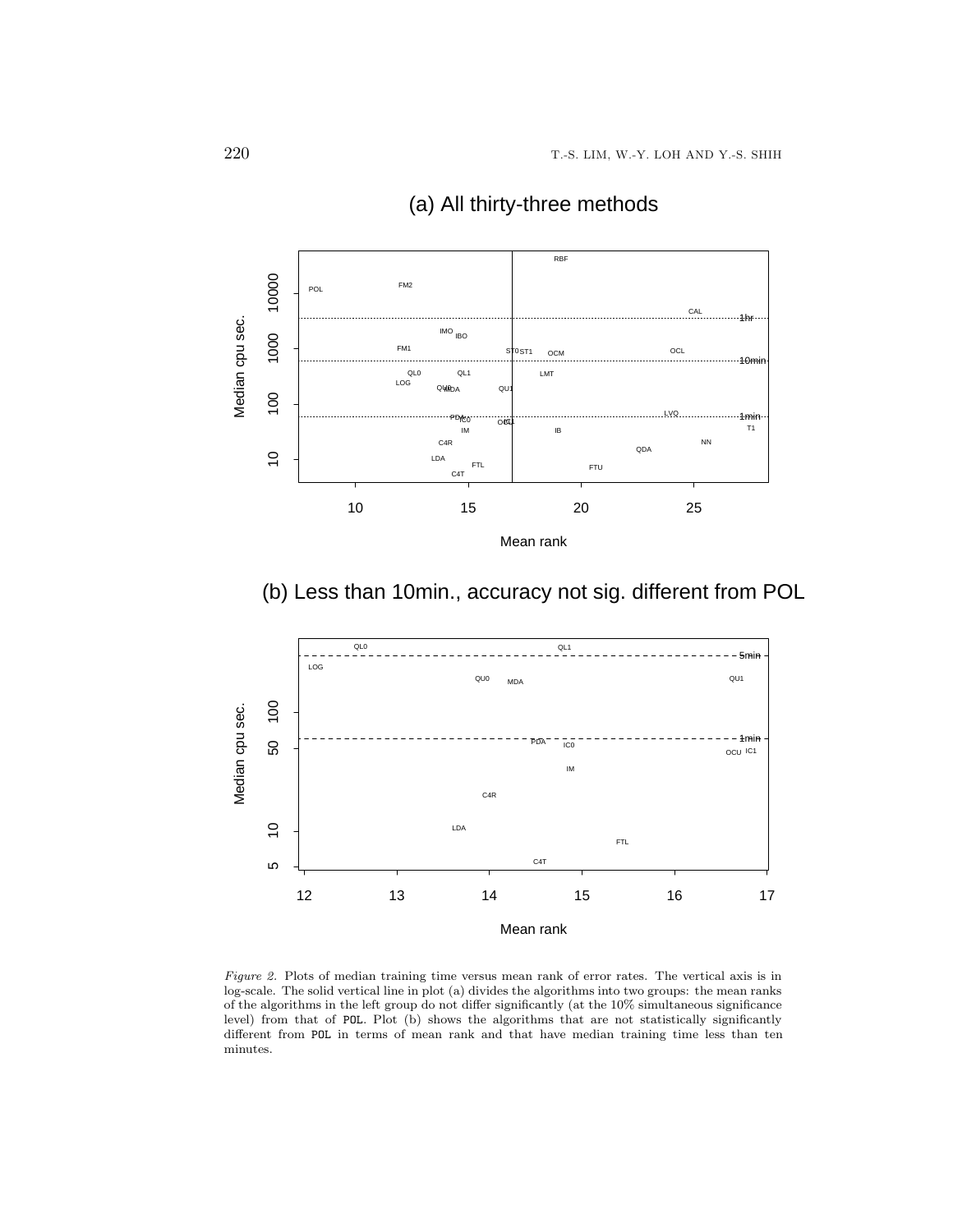Figure 2. Plots of median training time versus mean rank of error rates. The vertical axis is in log-scale. The solid vertical line in plot (a) divides the algorithms into two groups: the mean ranks of the algorithms in the left group do not differ significantly (at the 10% simultaneous significance level) from that of POL. Plot (b) shows the algorithms that are not statistically significantly different from POL in terms of mean rank and that have median training time less than ten minutes.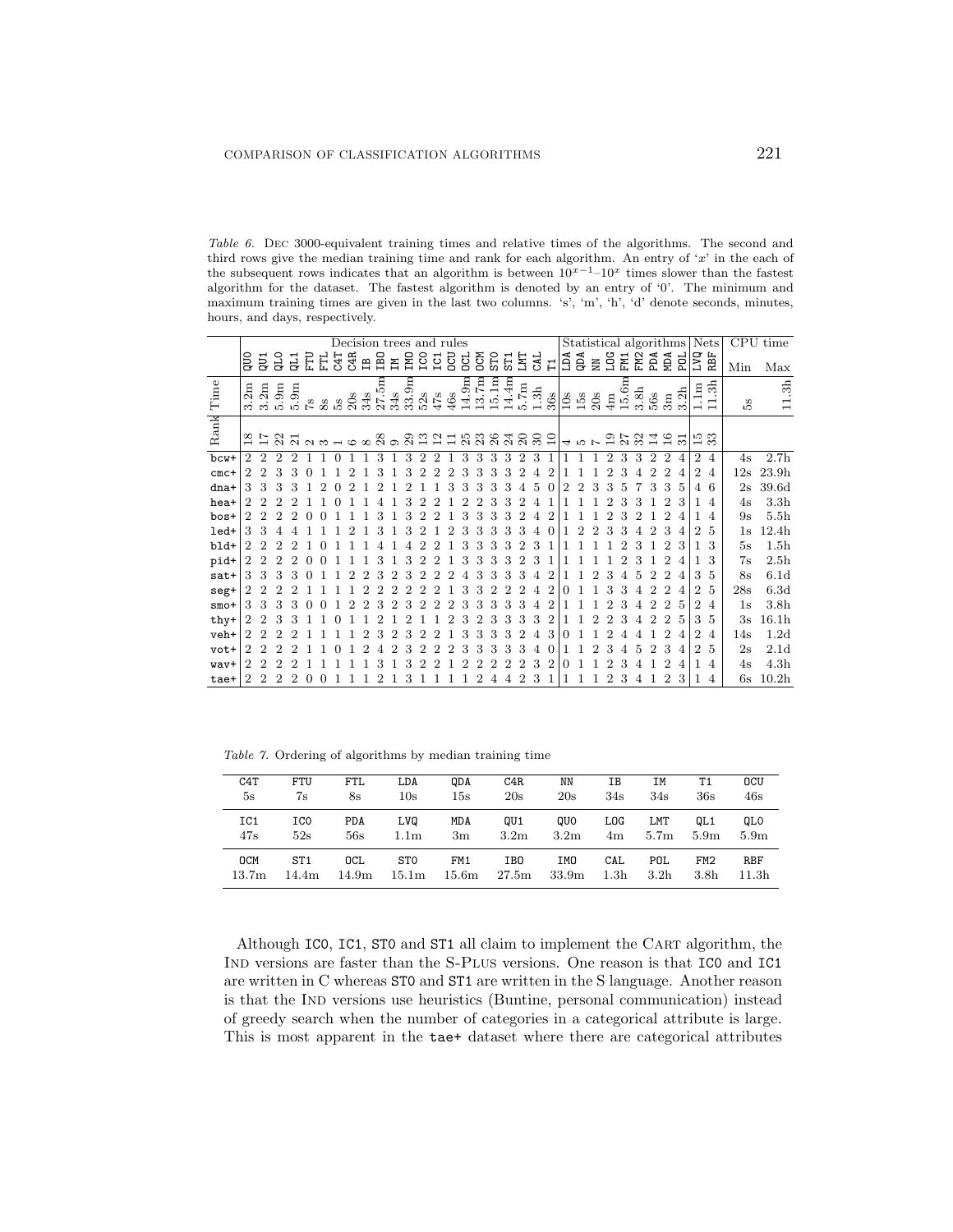*Table 6.* DEC 3000-equivalent training times and relative times of the algorithms. The second and third rows give the median training time and rank for each algorithm. An entry of '$x$' in the each of the subsequent rows indicates that an algorithm is between $10^{x-1}$–$10^{x}$ times slower than the fastest algorithm for the dataset. The fastest algorithm is denoted by an entry of '0'. The minimum and maximum training times are given in the last two columns. 's', 'm', 'h', 'd' denote seconds, minutes, hours, and days, respectively.

| | Decision trees and rules | | | | | | | | | | | | | | | | | | | | | | Statistical algorithms | | | | | | | | | Nets | | CPU time | |
|---|---|---|---|---|---|---|---|---|---|---|---|---|---|---|---|---|---|---|---|---|---|---|---|---|---|---|---|---|---|---|---|---|---|---|---|
| | QUO | QU1 | QLO | QL1 | FTU | FTL | C4T | C4R | IB | IBO | IM | IMO | ICO | IC1 | OCU | OCL | OCM | STO | ST1 | LMT | CAL | T1 | LDA | QDA | NN | LOG | FM1 | FM2 | PDA | MDA | POL | LVQ | RBF | Min | Max |
| Time | 3.2m | 3.2m | 5.9m | 5.9m | 7s | 8s | 5s | 20s | 34s | 27.5m | 34s | 33.9m | 52s | 47s | 46s | 14.9m | 13.7m | 15.1m | 14.4m | 5.7m | 1.3h | 36s | 10s | 15s | 20s | 4m | 15.6m | 3.8h | 56s | 3m | 3.2h | 1.1m | 11.3h | 5s | 11.3h |
| Rank | 18 | 17 | 22 | 21 | 2 | 3 | 1 | 6 | 8 | 28 | 9 | 29 | 13 | 12 | 11 | 25 | 23 | 26 | 24 | 20 | 30 | 10 | 4 | 5 | 7 | 19 | 27 | 32 | 14 | 16 | 31 | 15 | 33 | | |
| bcw+ | 2 | 2 | 2 | 2 | 1 | 1 | 0 | 1 | 1 | 3 | 1 | 3 | 2 | 2 | 1 | 3 | 3 | 3 | 3 | 2 | 3 | 1 | 1 | 1 | 1 | 2 | 3 | 3 | 2 | 2 | 4 | 2 | 4 | 4s | 2.7h |
| cmc+ | 2 | 2 | 3 | 3 | 0 | 1 | 1 | 2 | 1 | 3 | 1 | 3 | 2 | 2 | 2 | 3 | 3 | 3 | 3 | 2 | 4 | 2 | 1 | 1 | 1 | 2 | 3 | 4 | 2 | 2 | 4 | 2 | 4 | 12s | 23.9h |
| dna+ | 3 | 3 | 3 | 3 | 1 | 2 | 0 | 2 | 1 | 2 | 1 | 2 | 1 | 1 | 3 | 3 | 3 | 3 | 3 | 4 | 5 | 0 | 2 | 2 | 3 | 3 | 5 | 7 | 3 | 3 | 5 | 4 | 6 | 2s | 39.6d |
| hea+ | 2 | 2 | 2 | 2 | 1 | 1 | 0 | 1 | 1 | 4 | 1 | 3 | 2 | 2 | 1 | 2 | 2 | 3 | 3 | 2 | 4 | 1 | 1 | 1 | 1 | 2 | 3 | 3 | 1 | 2 | 3 | 1 | 4 | 4s | 3.3h |
| bos+ | 2 | 2 | 2 | 2 | 0 | 0 | 1 | 1 | 1 | 3 | 1 | 3 | 2 | 2 | 1 | 3 | 3 | 3 | 3 | 2 | 4 | 2 | 1 | 1 | 1 | 2 | 3 | 2 | 1 | 2 | 4 | 1 | 4 | 9s | 5.5h |
| led+ | 3 | 3 | 4 | 4 | 1 | 1 | 1 | 2 | 1 | 3 | 1 | 3 | 2 | 1 | 2 | 3 | 3 | 3 | 3 | 3 | 4 | 0 | 1 | 2 | 2 | 3 | 3 | 4 | 2 | 3 | 4 | 2 | 5 | 1s | 12.4h |
| bld+ | 2 | 2 | 2 | 2 | 1 | 0 | 1 | 1 | 1 | 4 | 1 | 4 | 2 | 2 | 1 | 3 | 3 | 3 | 3 | 2 | 3 | 1 | 1 | 1 | 1 | 1 | 2 | 3 | 1 | 2 | 3 | 1 | 3 | 5s | 1.5h |
| pid+ | 2 | 2 | 2 | 2 | 0 | 0 | 1 | 1 | 1 | 3 | 1 | 3 | 2 | 2 | 1 | 3 | 3 | 3 | 3 | 2 | 3 | 1 | 1 | 1 | 1 | 1 | 2 | 3 | 1 | 2 | 4 | 1 | 3 | 7s | 2.5h |
| sat+ | 3 | 3 | 3 | 3 | 0 | 1 | 1 | 2 | 2 | 3 | 2 | 3 | 2 | 2 | 2 | 4 | 3 | 3 | 3 | 3 | 4 | 2 | 1 | 1 | 2 | 3 | 4 | 5 | 2 | 2 | 4 | 3 | 5 | 8s | 6.1d |
| seg+ | 2 | 2 | 2 | 2 | 1 | 1 | 1 | 1 | 2 | 2 | 2 | 2 | 2 | 2 | 1 | 3 | 3 | 2 | 2 | 2 | 4 | 2 | 0 | 1 | 1 | 3 | 3 | 4 | 2 | 2 | 4 | 2 | 5 | 28s | 6.3d |
| smo+ | 3 | 3 | 3 | 3 | 0 | 0 | 1 | 2 | 2 | 3 | 2 | 3 | 2 | 2 | 2 | 3 | 3 | 3 | 3 | 3 | 4 | 2 | 1 | 1 | 1 | 2 | 3 | 4 | 2 | 2 | 5 | 2 | 4 | 1s | 3.8h |
| thy+ | 2 | 2 | 3 | 3 | 1 | 1 | 0 | 1 | 1 | 2 | 1 | 2 | 1 | 1 | 2 | 3 | 2 | 3 | 3 | 3 | 3 | 2 | 1 | 1 | 2 | 2 | 3 | 4 | 2 | 2 | 5 | 3 | 5 | 3s | 16.1h |
| veh+ | 2 | 2 | 2 | 2 | 1 | 1 | 1 | 1 | 2 | 3 | 2 | 3 | 2 | 2 | 1 | 3 | 3 | 3 | 3 | 2 | 4 | 3 | 0 | 1 | 1 | 2 | 4 | 4 | 1 | 2 | 4 | 2 | 4 | 14s | 1.2d |
| vot+ | 2 | 2 | 2 | 2 | 1 | 1 | 0 | 1 | 2 | 4 | 2 | 3 | 2 | 2 | 2 | 3 | 3 | 3 | 3 | 3 | 4 | 0 | 1 | 1 | 2 | 3 | 4 | 5 | 2 | 3 | 4 | 2 | 5 | 2s | 2.1d |
| wav+ | 2 | 2 | 2 | 2 | 1 | 1 | 1 | 1 | 1 | 3 | 1 | 3 | 2 | 2 | 1 | 2 | 2 | 2 | 2 | 2 | 3 | 2 | 0 | 1 | 1 | 2 | 3 | 4 | 1 | 2 | 4 | 1 | 4 | 4s | 4.3h |
| tae+ | 2 | 2 | 2 | 2 | 0 | 0 | 1 | 1 | 1 | 2 | 1 | 3 | 1 | 1 | 1 | 1 | 2 | 4 | 4 | 2 | 3 | 1 | 1 | 1 | 1 | 2 | 3 | 4 | 1 | 2 | 3 | 1 | 4 | 6s | 10.2h |

*Table 7.* Ordering of algorithms by median training time

| C4T | FTU | FTL | LDA | QDA | C4R | NN | IB | IM | T1 | OCU |
|---|---|---|---|---|---|---|---|---|---|---|
| 5s | 7s | 8s | 10s | 15s | 20s | 20s | 34s | 34s | 36s | 46s |
| **IC1** | **ICO** | **PDA** | **LVQ** | **MDA** | **QU1** | **QUO** | **LOG** | **LMT** | **QL1** | **QLO** |
| 47s | 52s | 56s | 1.1m | 3m | 3.2m | 3.2m | 4m | 5.7m | 5.9m | 5.9m |
| **OCM** | **ST1** | **OCL** | **STO** | **FM1** | **IBO** | **IMO** | **CAL** | **POL** | **FM2** | **RBF** |
| 13.7m | 14.4m | 14.9m | 15.1m | 15.6m | 27.5m | 33.9m | 1.3h | 3.2h | 3.8h | 11.3h |

Although ICO, IC1, STO and ST1 all claim to implement the CART algorithm, the IND versions are faster than the S-PLUS versions. One reason is that ICO and IC1 are written in C whereas STO and ST1 are written in the S language. Another reason is that the IND versions use heuristics (Buntine, personal communication) instead of greedy search when the number of categories in a categorical attribute is large. This is most apparent in the tae+ dataset where there are categorical attributes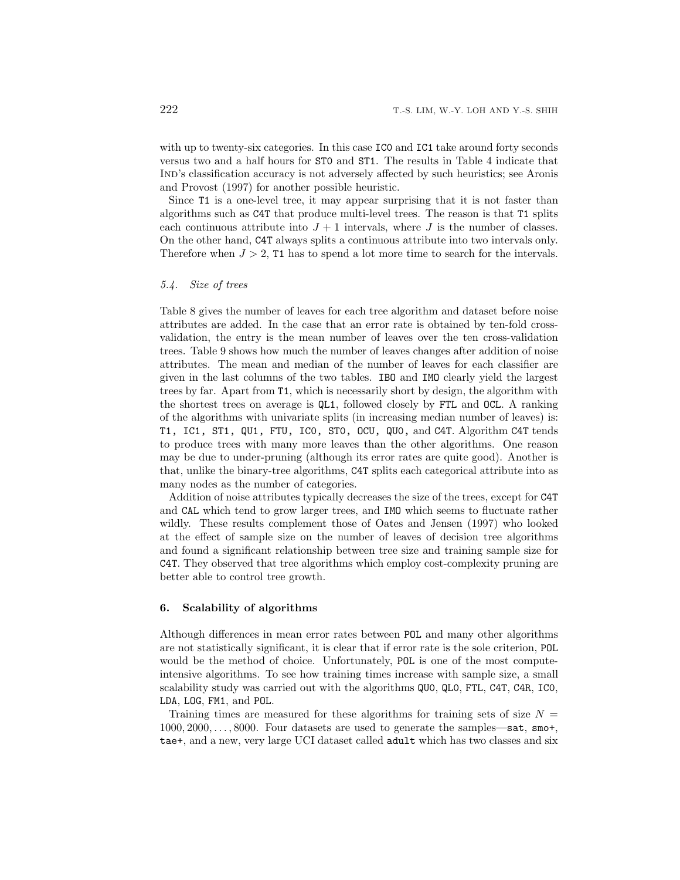with up to twenty-six categories. In this case IC0 and IC1 take around forty seconds versus two and a half hours for ST0 and ST1. The results in Table 4 indicate that IND's classification accuracy is not adversely affected by such heuristics; see Aronis and Provost (1997) for another possible heuristic.

Since T1 is a one-level tree, it may appear surprising that it is not faster than algorithms such as C4T that produce multi-level trees. The reason is that T1 splits each continuous attribute into $J + 1$ intervals, where $J$ is the number of classes. On the other hand, C4T always splits a continuous attribute into two intervals only. Therefore when $J > 2$, T1 has to spend a lot more time to search for the intervals.

### 5.4. *Size of trees*

Table 8 gives the number of leaves for each tree algorithm and dataset before noise attributes are added. In the case that an error rate is obtained by ten-fold cross-validation, the entry is the mean number of leaves over the ten cross-validation trees. Table 9 shows how much the number of leaves changes after addition of noise attributes. The mean and median of the number of leaves for each classifier are given in the last columns of the two tables. IB0 and IM0 clearly yield the largest trees by far. Apart from T1, which is necessarily short by design, the algorithm with the shortest trees on average is QL1, followed closely by FTL and OCL. A ranking of the algorithms with univariate splits (in increasing median number of leaves) is: T1, IC1, ST1, QU1, FTU, IC0, ST0, OCU, QU0, and C4T. Algorithm C4T tends to produce trees with many more leaves than the other algorithms. One reason may be due to under-pruning (although its error rates are quite good). Another is that, unlike the binary-tree algorithms, C4T splits each categorical attribute into as many nodes as the number of categories.

Addition of noise attributes typically decreases the size of the trees, except for C4T and CAL which tend to grow larger trees, and IM0 which seems to fluctuate rather wildly. These results complement those of Oates and Jensen (1997) who looked at the effect of sample size on the number of leaves of decision tree algorithms and found a significant relationship between tree size and training sample size for C4T. They observed that tree algorithms which employ cost-complexity pruning are better able to control tree growth.

## 6. Scalability of algorithms

Although differences in mean error rates between POL and many other algorithms are not statistically significant, it is clear that if error rate is the sole criterion, POL would be the method of choice. Unfortunately, POL is one of the most compute-intensive algorithms. To see how training times increase with sample size, a small scalability study was carried out with the algorithms QU0, QL0, FTL, C4T, C4R, IC0, LDA, LOG, FM1, and POL.

Training times are measured for these algorithms for training sets of size $N = 1000, 2000, \ldots, 8000$. Four datasets are used to generate the samples—sat, smo+, tae+, and a new, very large UCI dataset called adult which has two classes and six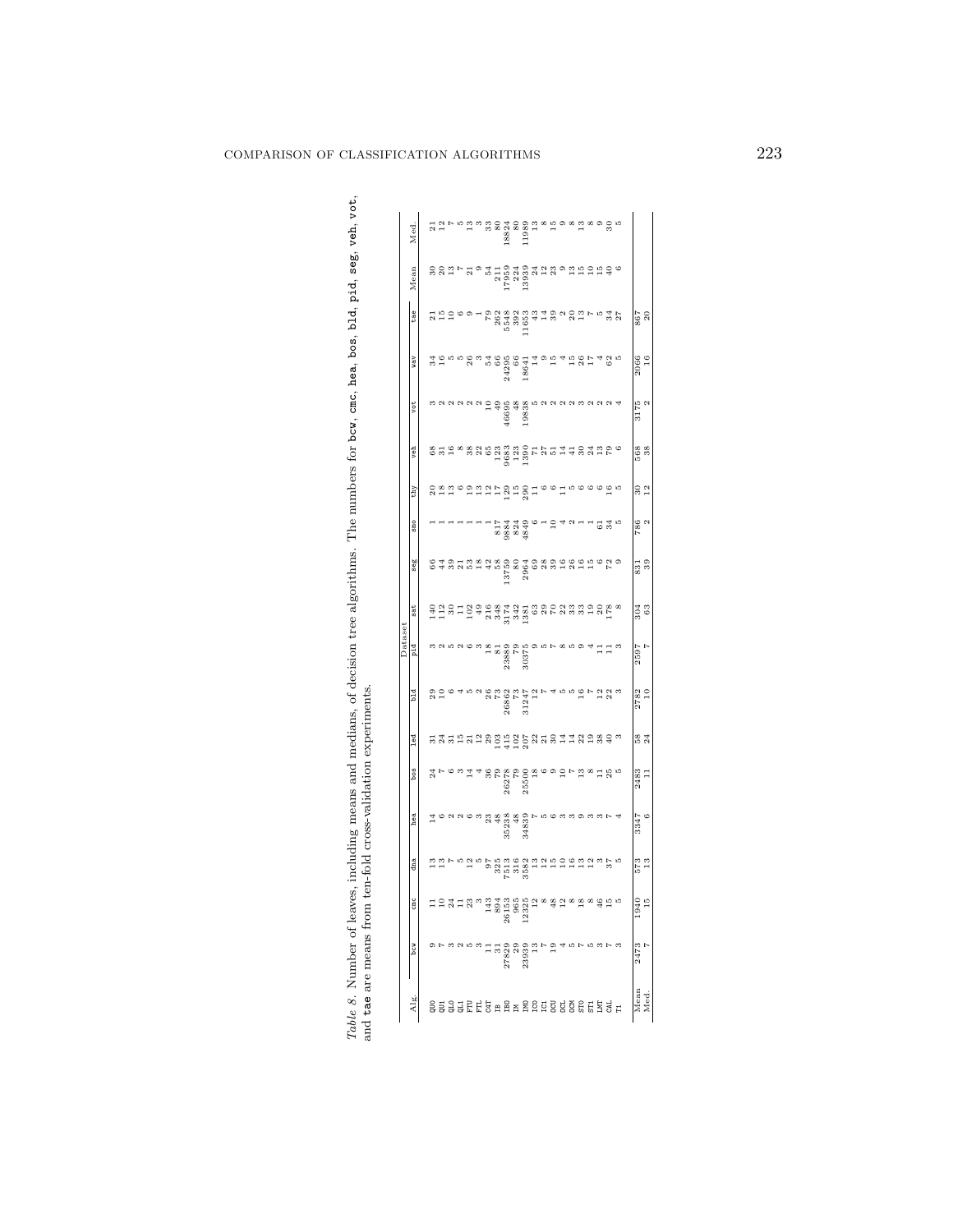*Table 8.* Number of leaves, including means and medians, of decision tree algorithms. The numbers for `bcw`, `cmc`, `hea`, `bos`, `bld`, `pid`, `seg`, `veh`, `vot`, and `tae` are means from ten-fold cross-validation experiments.

| Alg. | Dataset | | | | | | | | | | | | | | | | Mean | Med. |
|---|---|---|---|---|---|---|---|---|---|---|---|---|---|---|---|---|---|---|
| | bcw | cmc | dna | hea | bos | led | bld | pid | sat | seg | smo | thy | veh | vot | wav | tae | | |
| QU0 | 9 | 11 | 13 | 14 | 24 | 31 | 29 | 3 | 140 | 66 | 1 | 20 | 68 | 3 | 34 | 21 | 30 | 21 |
| QU1 | 7 | 10 | 13 | 6 | 7 | 24 | 10 | 2 | 112 | 44 | 1 | 18 | 31 | 2 | 16 | 15 | 20 | 12 |
| QL0 | 3 | 24 | 7 | 2 | 6 | 31 | 6 | 5 | 30 | 39 | 1 | 13 | 16 | 2 | 5 | 10 | 13 | 7 |
| QL1 | 2 | 11 | 5 | 2 | 3 | 15 | 4 | 2 | 11 | 21 | 1 | 6 | 8 | 2 | 5 | 6 | 7 | 5 |
| FTU | 5 | 23 | 12 | 6 | 14 | 21 | 5 | 6 | 102 | 53 | 1 | 19 | 38 | 2 | 26 | 9 | 21 | 13 |
| FTL | 3 | 3 | 5 | 3 | 4 | 12 | 2 | 3 | 49 | 18 | 1 | 13 | 22 | 2 | 3 | 1 | 9 | 3 |
| C4T | 11 | 143 | 97 | 23 | 36 | 29 | 26 | 18 | 216 | 42 | 1 | 12 | 65 | 10 | 54 | 79 | 54 | 33 |
| IB | 31 | 894 | 325 | 48 | 79 | 103 | 73 | 81 | 348 | 58 | 817 | 17 | 123 | 49 | 66 | 262 | 211 | 80 |
| IBO | 27829 | 26153 | 7513 | 35238 | 26278 | 415 | 26862 | 23889 | 3174 | 13759 | 9884 | 129 | 9683 | 46695 | 24295 | 5548 | 17959 | 18824 |
| IM | 29 | 965 | 316 | 48 | 79 | 102 | 73 | 79 | 342 | 80 | 824 | 15 | 123 | 48 | 66 | 392 | 224 | 80 |
| IMO | 23939 | 12325 | 3582 | 34839 | 25500 | 207 | 31247 | 30375 | 1381 | 2964 | 4849 | 290 | 1390 | 19838 | 18641 | 11653 | 13939 | 11989 |
| IC0 | 13 | 12 | 13 | 7 | 18 | 22 | 12 | 9 | 63 | 69 | 6 | 11 | 71 | 5 | 14 | 43 | 24 | 13 |
| IC1 | 7 | 8 | 12 | 5 | 6 | 21 | 7 | 5 | 29 | 28 | 1 | 6 | 27 | 2 | 9 | 14 | 12 | 8 |
| OCU | 19 | 48 | 15 | 6 | 9 | 30 | 4 | 7 | 70 | 39 | 10 | 6 | 51 | 2 | 15 | 39 | 23 | 15 |
| OCL | 4 | 12 | 10 | 3 | 10 | 14 | 5 | 8 | 22 | 16 | 4 | 11 | 14 | 2 | 4 | 2 | 9 | 9 |
| OCM | 5 | 8 | 16 | 3 | 7 | 14 | 5 | 5 | 33 | 26 | 2 | 5 | 41 | 2 | 15 | 20 | 13 | 8 |
| ST0 | 7 | 18 | 13 | 9 | 13 | 22 | 16 | 9 | 33 | 16 | 1 | 6 | 30 | 3 | 26 | 13 | 15 | 13 |
| ST1 | 5 | 8 | 12 | 3 | 8 | 19 | 7 | 4 | 19 | 15 | 1 | 6 | 24 | 2 | 17 | 7 | 10 | 8 |
| LMT | 3 | 46 | 3 | 3 | 11 | 38 | 12 | 11 | 20 | 6 | 61 | 6 | 13 | 2 | 4 | 5 | 15 | 9 |
| CAL | 7 | 15 | 37 | 7 | 25 | 40 | 22 | 11 | 178 | 72 | 34 | 16 | 79 | 2 | 62 | 34 | 40 | 30 |
| T1 | 3 | 5 | 5 | 4 | 5 | 3 | 3 | 3 | 8 | 9 | 5 | 5 | 6 | 4 | 5 | 27 | 6 | 5 |
| Mean | 2473 | 1940 | 573 | 3347 | 2483 | 58 | 2782 | 2597 | 304 | 831 | 786 | 30 | 568 | 3175 | 2066 | 867 | | |
| Med. | 7 | 15 | 13 | 6 | 11 | 24 | 10 | 7 | 63 | 39 | 2 | 12 | 38 | 2 | 16 | 20 | | |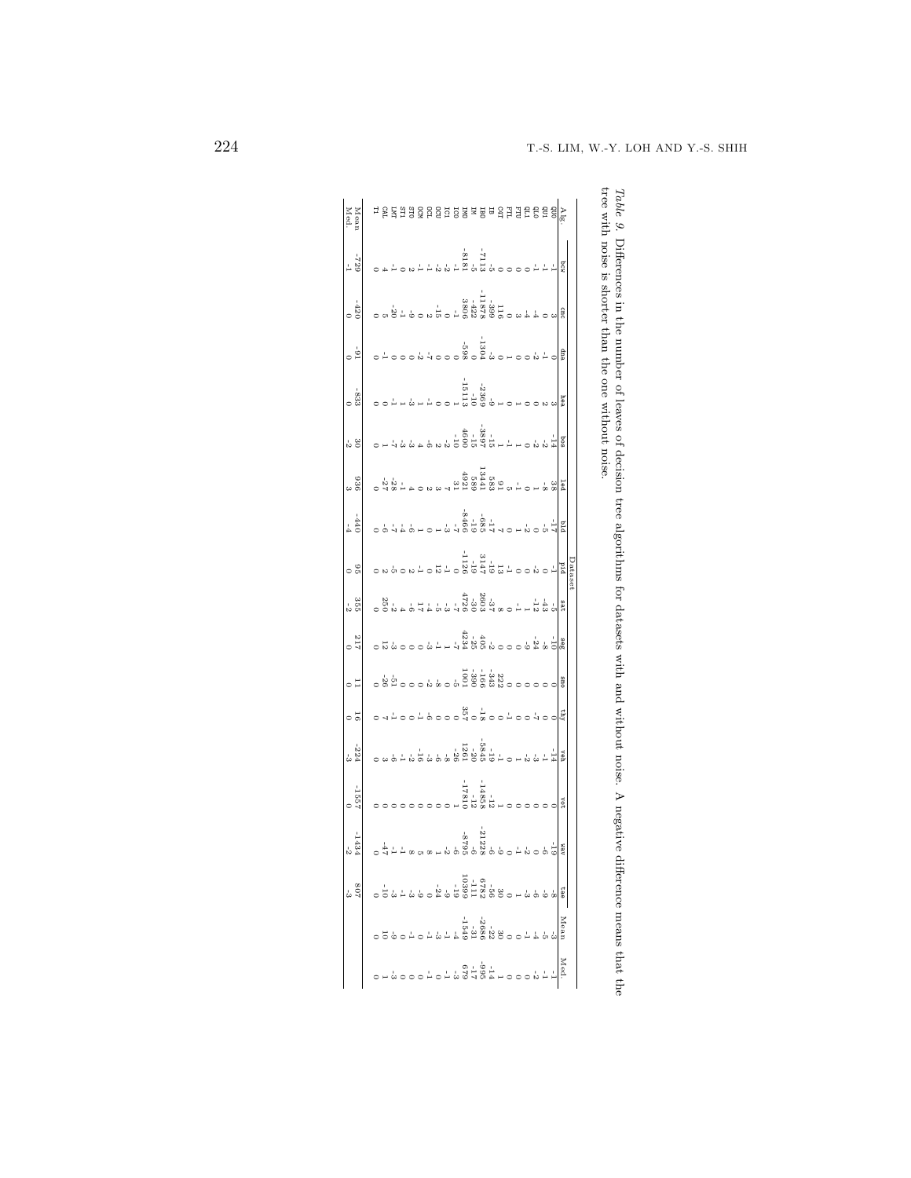*Table 9.* Differences in the number of leaves of decision tree algorithms for datasets with and without noise. A negative difference means that the tree with noise is shorter than the one without noise.

| Alg. | bcw | cmc | dna | hea | bos | led | bld | pid | sat | seg | smo | thy | veh | vot | wav | tae | Mean | Med. |
|---|---|---|---|---|---|---|---|---|---|---|---|---|---|---|---|---|---|---|
| QU0 | -1 | 3 | 0 | 3 | -14 | 38 | -17 | -1 | -5 | -10 | 0 | 0 | -14 | 0 | -19 | -8 | -3 | -1 |
| QU1 | -1 | 0 | -1 | 2 | -2 | -8 | -5 | 0 | -43 | -8 | 0 | 0 | -1 | 0 | -6 | -9 | -5 | -1 |
| QL0 | -1 | -4 | -2 | 0 | -2 | 1 | 0 | -2 | -12 | -24 | 0 | -7 | -3 | 0 | 0 | -6 | -4 | -2 |
| QL1 | 0 | -4 | 0 | 0 | 0 | 0 | -2 | 0 | 1 | -9 | 0 | 0 | -2 | 0 | -2 | -3 | -1 | 0 |
| FTU | 0 | 3 | 0 | 1 | 1 | -1 | 1 | 0 | -1 | 0 | 0 | 0 | 1 | 0 | -1 | 1 | 0 | 0 |
| FTL | 0 | 0 | 1 | 0 | -1 | 5 | 0 | -1 | 0 | 0 | 0 | 0 | 0 | 0 | 0 | 0 | 0 | 0 |
| C4T | 0 | 0 | 0 | 0 | -1 | 0 | -7 | 13 | 1 | 0 | 0 | -1 | -1 | 0 | -9 | 0 | 0 | 0 |
| IB | 0 | 116 | -3 | 1 | 1 | 91 | 7 | -19 | 8 | 0 | 222 | 0 | -1 | 1 | -6 | 30 | 30 | 1 |
| IBO | -5 | -399 | 0 | -9 | -15 | 583 | -17 | -19 | -37 | -2 | 0 | 0 | -19 | -12 | -6 | -56 | -22 | -14 |
| IM | -7113 | -1878 | -1304 | -2369 | -3897 | 13441 | -685 | 3147 | 2603 | 405 | -343 | -18 | -545 | -14588 | -21228 | 6752 | -2686 | -995 |
| IMO | -5 | -422 | 0 | -10 | -15 | 589 | -19 | -19 | -30 | -25 | -166 | 0 | -20 | -12 | -6 | -111 | -31 | -17 |
| IC0 | -8181 | 3806 | -598 | -15113 | 4600 | 4921 | -8466 | -1126 | 4726 | 4234 | -390 | 357 | 1261 | -17810 | -8795 | 10399 | -1549 | 679 |
| IC1 | -1 | -1 | 0 | 1 | -10 | 31 | -7 | 0 | -7 | -7 | 1001 | 0 | -26 | 1 | -6 | -19 | -4 | -3 |
| OCU | -2 | 0 | 0 | 0 | -2 | 7 | -3 | -1 | -3 | 1 | -5 | 0 | -8 | 0 | -2 | -9 | -1 | -1 |
| OCL | -2 | -15 | 0 | -1 | 2 | 3 | 1 | 0 | -5 | -1 | 0 | 0 | -6 | 0 | 1 | -24 | -3 | -1 |
| OCM | -1 | 2 | -7 | 1 | -6 | 2 | 0 | 12 | -4 | -3 | -8 | -6 | -3 | 0 | 8 | 0 | -1 | 0 |
| ST0 | 2 | 0 | -2 | -3 | 4 | 0 | 1 | -1 | 17 | 0 | -2 | -1 | -16 | 0 | 5 | -9 | 0 | -1 |
| ST1 | 0 | -9 | 0 | 1 | -3 | 4 | -6 | 2 | -6 | 0 | 0 | 0 | -2 | 0 | 8 | -3 | -1 | 0 |
| LMT | -1 | -1 | 0 | -1 | -3 | -1 | -4 | 0 | 4 | 0 | 0 | 0 | -1 | 0 | -1 | -1 | 0 | 0 |
| CAL | -1 | -20 | 0 | 0 | -7 | -28 | -7 | -5 | -2 | -3 | -51 | -1 | -6 | 0 | -1 | -3 | -9 | -3 |
| T1 | 4 | 5 | -1 | 0 | 1 | -27 | -6 | 2 | 250 | 12 | -26 | -7 | 3 | 0 | -47 | -10 | 10 | 1 |
| Mean | -729 | -420 | -91 | -833 | 30 | 936 | -440 | 95 | 355 | 217 | 11 | 16 | -224 | -1557 | -1434 | 807 | | |
| Med. | -1 | 0 | 0 | 0 | -2 | 3 | -4 | 0 | -2 | 0 | 0 | 0 | -3 | 0 | -2 | -3 | | |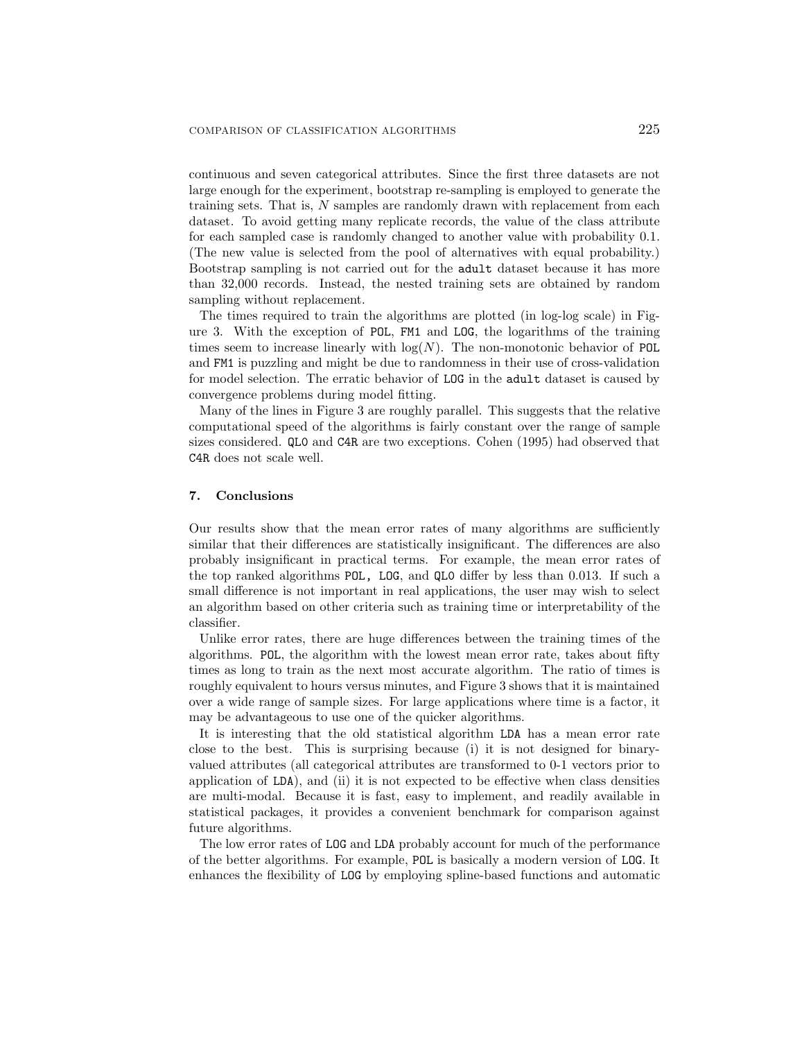continuous and seven categorical attributes. Since the first three datasets are not large enough for the experiment, bootstrap re-sampling is employed to generate the training sets. That is, $N$ samples are randomly drawn with replacement from each dataset. To avoid getting many replicate records, the value of the class attribute for each sampled case is randomly changed to another value with probability 0.1. (The new value is selected from the pool of alternatives with equal probability.) Bootstrap sampling is not carried out for the `adult` dataset because it has more than 32,000 records. Instead, the nested training sets are obtained by random sampling without replacement.

The times required to train the algorithms are plotted (in log-log scale) in Figure 3. With the exception of `POL`, `FM1` and `LOG`, the logarithms of the training times seem to increase linearly with $\log(N)$. The non-monotonic behavior of `POL` and `FM1` is puzzling and might be due to randomness in their use of cross-validation for model selection. The erratic behavior of `LOG` in the `adult` dataset is caused by convergence problems during model fitting.

Many of the lines in Figure 3 are roughly parallel. This suggests that the relative computational speed of the algorithms is fairly constant over the range of sample sizes considered. `QL0` and `C4R` are two exceptions. Cohen (1995) had observed that `C4R` does not scale well.

## 7. Conclusions

Our results show that the mean error rates of many algorithms are sufficiently similar that their differences are statistically insignificant. The differences are also probably insignificant in practical terms. For example, the mean error rates of the top ranked algorithms `POL`, `LOG`, and `QL0` differ by less than 0.013. If such a small difference is not important in real applications, the user may wish to select an algorithm based on other criteria such as training time or interpretability of the classifier.

Unlike error rates, there are huge differences between the training times of the algorithms. `POL`, the algorithm with the lowest mean error rate, takes about fifty times as long to train as the next most accurate algorithm. The ratio of times is roughly equivalent to hours versus minutes, and Figure 3 shows that it is maintained over a wide range of sample sizes. For large applications where time is a factor, it may be advantageous to use one of the quicker algorithms.

It is interesting that the old statistical algorithm `LDA` has a mean error rate close to the best. This is surprising because (i) it is not designed for binary-valued attributes (all categorical attributes are transformed to 0-1 vectors prior to application of `LDA`), and (ii) it is not expected to be effective when class densities are multi-modal. Because it is fast, easy to implement, and readily available in statistical packages, it provides a convenient benchmark for comparison against future algorithms.

The low error rates of `LOG` and `LDA` probably account for much of the performance of the better algorithms. For example, `POL` is basically a modern version of `LOG`. It enhances the flexibility of `LOG` by employing spline-based functions and automatic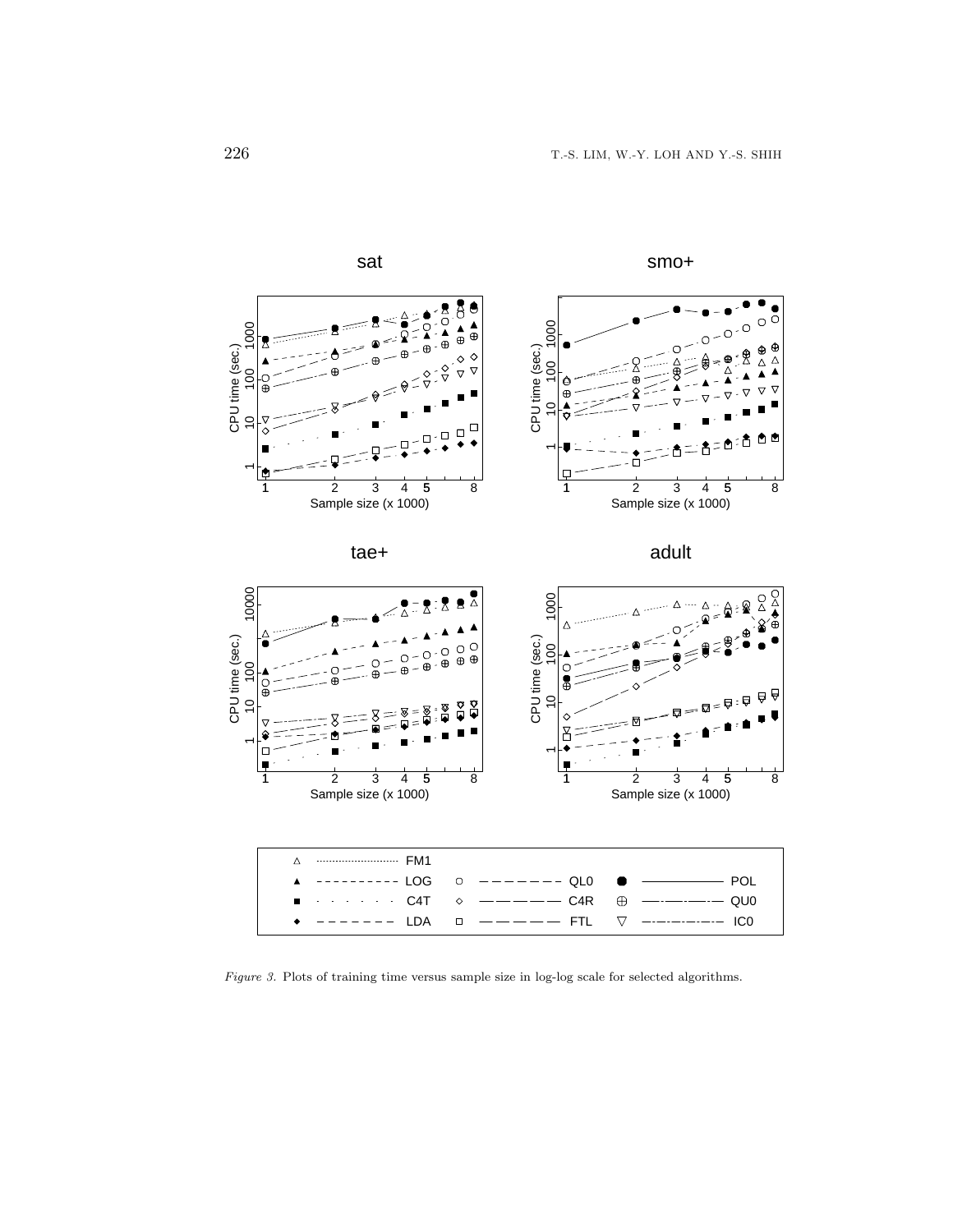*Figure 3.* Plots of training time versus sample size in log-log scale for selected algorithms.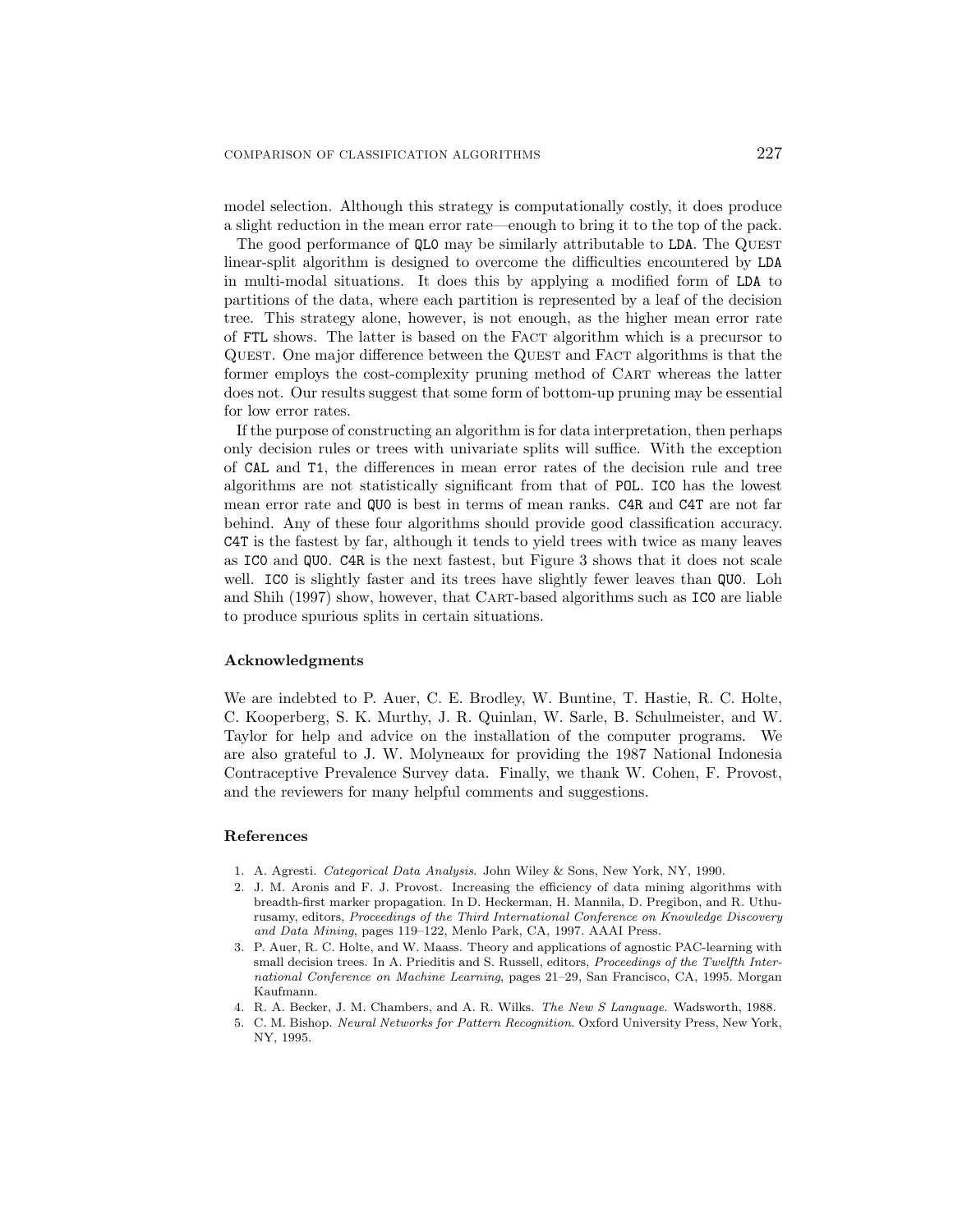model selection. Although this strategy is computationally costly, it does produce a slight reduction in the mean error rate—enough to bring it to the top of the pack.

The good performance of QL0 may be similarly attributable to LDA. The QUEST linear-split algorithm is designed to overcome the difficulties encountered by LDA in multi-modal situations. It does this by applying a modified form of LDA to partitions of the data, where each partition is represented by a leaf of the decision tree. This strategy alone, however, is not enough, as the higher mean error rate of FTL shows. The latter is based on the FACT algorithm which is a precursor to QUEST. One major difference between the QUEST and FACT algorithms is that the former employs the cost-complexity pruning method of CART whereas the latter does not. Our results suggest that some form of bottom-up pruning may be essential for low error rates.

If the purpose of constructing an algorithm is for data interpretation, then perhaps only decision rules or trees with univariate splits will suffice. With the exception of CAL and T1, the differences in mean error rates of the decision rule and tree algorithms are not statistically significant from that of POL. IC0 has the lowest mean error rate and QU0 is best in terms of mean ranks. C4R and C4T are not far behind. Any of these four algorithms should provide good classification accuracy. C4T is the fastest by far, although it tends to yield trees with twice as many leaves as IC0 and QU0. C4R is the next fastest, but Figure 3 shows that it does not scale well. IC0 is slightly faster and its trees have slightly fewer leaves than QU0. Loh and Shih (1997) show, however, that CART-based algorithms such as IC0 are liable to produce spurious splits in certain situations.

### Acknowledgments

We are indebted to P. Auer, C. E. Brodley, W. Buntine, T. Hastie, R. C. Holte, C. Kooperberg, S. K. Murthy, J. R. Quinlan, W. Sarle, B. Schulmeister, and W. Taylor for help and advice on the installation of the computer programs. We are also grateful to J. W. Molyneaux for providing the 1987 National Indonesia Contraceptive Prevalence Survey data. Finally, we thank W. Cohen, F. Provost, and the reviewers for many helpful comments and suggestions.

### References

1. A. Agresti. *Categorical Data Analysis*. John Wiley & Sons, New York, NY, 1990.
2. J. M. Aronis and F. J. Provost. Increasing the efficiency of data mining algorithms with breadth-first marker propagation. In D. Heckerman, H. Mannila, D. Pregibon, and R. Uthurusamy, editors, *Proceedings of the Third International Conference on Knowledge Discovery and Data Mining*, pages 119–122, Menlo Park, CA, 1997. AAAI Press.
3. P. Auer, R. C. Holte, and W. Maass. Theory and applications of agnostic PAC-learning with small decision trees. In A. Prieditis and S. Russell, editors, *Proceedings of the Twelfth International Conference on Machine Learning*, pages 21–29, San Francisco, CA, 1995. Morgan Kaufmann.
4. R. A. Becker, J. M. Chambers, and A. R. Wilks. *The New S Language*. Wadsworth, 1988.
5. C. M. Bishop. *Neural Networks for Pattern Recognition*. Oxford University Press, New York, NY, 1995.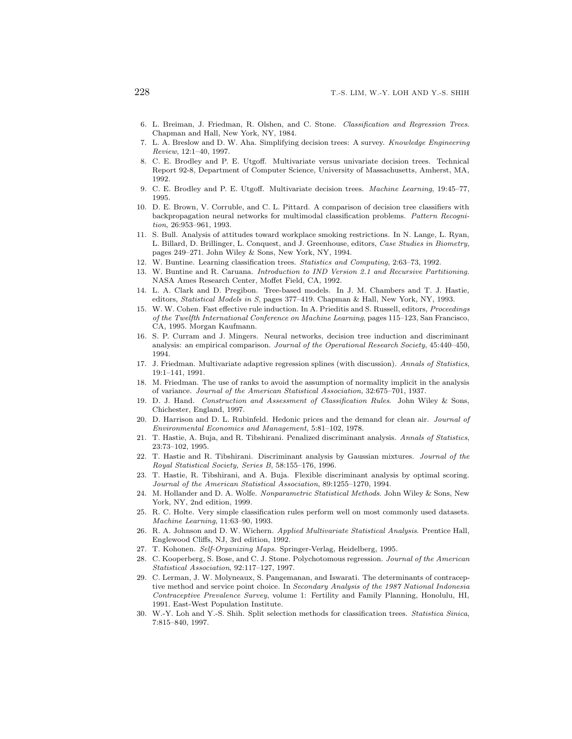6. L. Breiman, J. Friedman, R. Olshen, and C. Stone. *Classification and Regression Trees*. Chapman and Hall, New York, NY, 1984.
7. L. A. Breslow and D. W. Aha. Simplifying decision trees: A survey. *Knowledge Engineering Review*, 12:1–40, 1997.
8. C. E. Brodley and P. E. Utgoff. Multivariate versus univariate decision trees. Technical Report 92-8, Department of Computer Science, University of Massachusetts, Amherst, MA, 1992.
9. C. E. Brodley and P. E. Utgoff. Multivariate decision trees. *Machine Learning*, 19:45–77, 1995.
10. D. E. Brown, V. Corruble, and C. L. Pittard. A comparison of decision tree classifiers with backpropagation neural networks for multimodal classification problems. *Pattern Recognition*, 26:953–961, 1993.
11. S. Bull. Analysis of attitudes toward workplace smoking restrictions. In N. Lange, L. Ryan, L. Billard, D. Brillinger, L. Conquest, and J. Greenhouse, editors, *Case Studies in Biometry*, pages 249–271. John Wiley & Sons, New York, NY, 1994.
12. W. Buntine. Learning classification trees. *Statistics and Computing*, 2:63–73, 1992.
13. W. Buntine and R. Caruana. *Introduction to IND Version 2.1 and Recursive Partitioning*. NASA Ames Research Center, Moffet Field, CA, 1992.
14. L. A. Clark and D. Pregibon. Tree-based models. In J. M. Chambers and T. J. Hastie, editors, *Statistical Models in S*, pages 377–419. Chapman & Hall, New York, NY, 1993.
15. W. W. Cohen. Fast effective rule induction. In A. Prieditis and S. Russell, editors, *Proceedings of the Twelfth International Conference on Machine Learning*, pages 115–123, San Francisco, CA, 1995. Morgan Kaufmann.
16. S. P. Curram and J. Mingers. Neural networks, decision tree induction and discriminant analysis: an empirical comparison. *Journal of the Operational Research Society*, 45:440–450, 1994.
17. J. Friedman. Multivariate adaptive regression splines (with discussion). *Annals of Statistics*, 19:1–141, 1991.
18. M. Friedman. The use of ranks to avoid the assumption of normality implicit in the analysis of variance. *Journal of the American Statistical Association*, 32:675–701, 1937.
19. D. J. Hand. *Construction and Assessment of Classification Rules*. John Wiley & Sons, Chichester, England, 1997.
20. D. Harrison and D. L. Rubinfeld. Hedonic prices and the demand for clean air. *Journal of Environmental Economics and Management*, 5:81–102, 1978.
21. T. Hastie, A. Buja, and R. Tibshirani. Penalized discriminant analysis. *Annals of Statistics*, 23:73–102, 1995.
22. T. Hastie and R. Tibshirani. Discriminant analysis by Gaussian mixtures. *Journal of the Royal Statistical Society, Series B*, 58:155–176, 1996.
23. T. Hastie, R. Tibshirani, and A. Buja. Flexible discriminant analysis by optimal scoring. *Journal of the American Statistical Association*, 89:1255–1270, 1994.
24. M. Hollander and D. A. Wolfe. *Nonparametric Statistical Methods*. John Wiley & Sons, New York, NY, 2nd edition, 1999.
25. R. C. Holte. Very simple classification rules perform well on most commonly used datasets. *Machine Learning*, 11:63–90, 1993.
26. R. A. Johnson and D. W. Wichern. *Applied Multivariate Statistical Analysis*. Prentice Hall, Englewood Cliffs, NJ, 3rd edition, 1992.
27. T. Kohonen. *Self-Organizing Maps*. Springer-Verlag, Heidelberg, 1995.
28. C. Kooperberg, S. Bose, and C. J. Stone. Polychotomous regression. *Journal of the American Statistical Association*, 92:117–127, 1997.
29. C. Lerman, J. W. Molyneaux, S. Pangemanan, and Iswarati. The determinants of contraceptive method and service point choice. In *Secondary Analysis of the 1987 National Indonesia Contraceptive Prevalence Survey*, volume 1: Fertility and Family Planning, Honolulu, HI, 1991. East-West Population Institute.
30. W.-Y. Loh and Y.-S. Shih. Split selection methods for classification trees. *Statistica Sinica*, 7:815–840, 1997.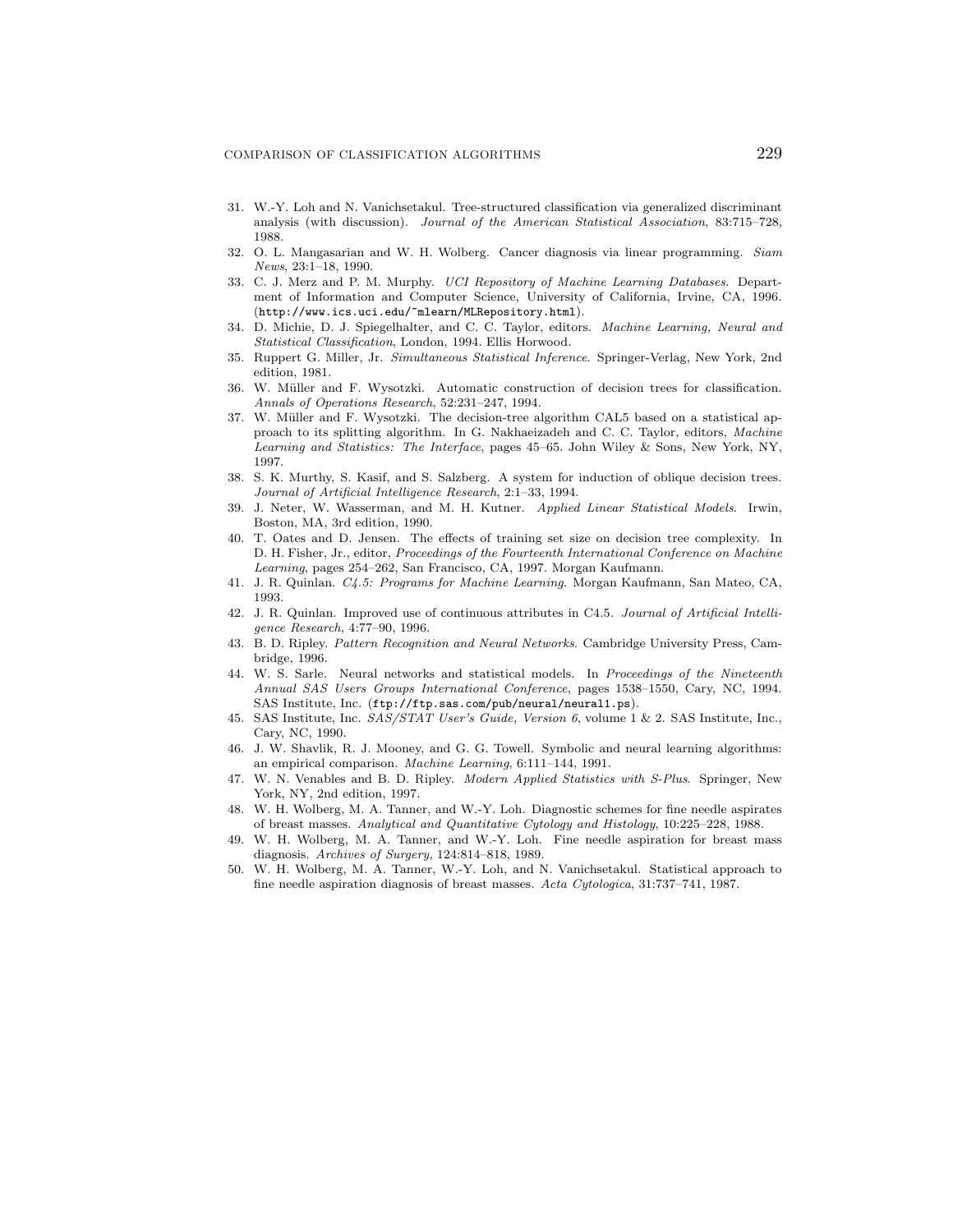31. W.-Y. Loh and N. Vanichsetakul. Tree-structured classification via generalized discriminant analysis (with discussion). *Journal of the American Statistical Association*, 83:715–728, 1988.
32. O. L. Mangasarian and W. H. Wolberg. Cancer diagnosis via linear programming. *Siam News*, 23:1–18, 1990.
33. C. J. Merz and P. M. Murphy. *UCI Repository of Machine Learning Databases*. Department of Information and Computer Science, University of California, Irvine, CA, 1996. (`http://www.ics.uci.edu/~mlearn/MLRepository.html`).
34. D. Michie, D. J. Spiegelhalter, and C. C. Taylor, editors. *Machine Learning, Neural and Statistical Classification*, London, 1994. Ellis Horwood.
35. Ruppert G. Miller, Jr. *Simultaneous Statistical Inference*. Springer-Verlag, New York, 2nd edition, 1981.
36. W. Müller and F. Wysotzki. Automatic construction of decision trees for classification. *Annals of Operations Research*, 52:231–247, 1994.
37. W. Müller and F. Wysotzki. The decision-tree algorithm CAL5 based on a statistical approach to its splitting algorithm. In G. Nakhaeizadeh and C. C. Taylor, editors, *Machine Learning and Statistics: The Interface*, pages 45–65. John Wiley & Sons, New York, NY, 1997.
38. S. K. Murthy, S. Kasif, and S. Salzberg. A system for induction of oblique decision trees. *Journal of Artificial Intelligence Research*, 2:1–33, 1994.
39. J. Neter, W. Wasserman, and M. H. Kutner. *Applied Linear Statistical Models*. Irwin, Boston, MA, 3rd edition, 1990.
40. T. Oates and D. Jensen. The effects of training set size on decision tree complexity. In D. H. Fisher, Jr., editor, *Proceedings of the Fourteenth International Conference on Machine Learning*, pages 254–262, San Francisco, CA, 1997. Morgan Kaufmann.
41. J. R. Quinlan. *C4.5: Programs for Machine Learning*. Morgan Kaufmann, San Mateo, CA, 1993.
42. J. R. Quinlan. Improved use of continuous attributes in C4.5. *Journal of Artificial Intelligence Research*, 4:77–90, 1996.
43. B. D. Ripley. *Pattern Recognition and Neural Networks*. Cambridge University Press, Cambridge, 1996.
44. W. S. Sarle. Neural networks and statistical models. In *Proceedings of the Nineteenth Annual SAS Users Groups International Conference*, pages 1538–1550, Cary, NC, 1994. SAS Institute, Inc. (`ftp://ftp.sas.com/pub/neural/neural1.ps`).
45. SAS Institute, Inc. *SAS/STAT User's Guide, Version 6*, volume 1 & 2. SAS Institute, Inc., Cary, NC, 1990.
46. J. W. Shavlik, R. J. Mooney, and G. G. Towell. Symbolic and neural learning algorithms: an empirical comparison. *Machine Learning*, 6:111–144, 1991.
47. W. N. Venables and B. D. Ripley. *Modern Applied Statistics with S-Plus*. Springer, New York, NY, 2nd edition, 1997.
48. W. H. Wolberg, M. A. Tanner, and W.-Y. Loh. Diagnostic schemes for fine needle aspirates of breast masses. *Analytical and Quantitative Cytology and Histology*, 10:225–228, 1988.
49. W. H. Wolberg, M. A. Tanner, and W.-Y. Loh. Fine needle aspiration for breast mass diagnosis. *Archives of Surgery*, 124:814–818, 1989.
50. W. H. Wolberg, M. A. Tanner, W.-Y. Loh, and N. Vanichsetakul. Statistical approach to fine needle aspiration diagnosis of breast masses. *Acta Cytologica*, 31:737–741, 1987.